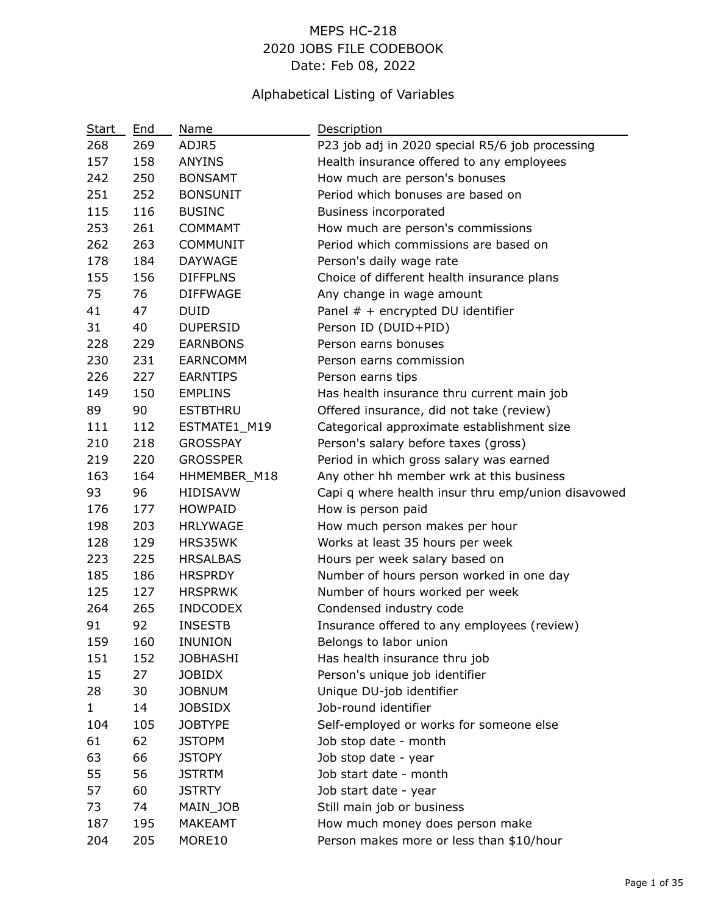# MEPS HC-218
# 2020 JOBS FILE CODEBOOK
# Date: Feb 08, 2022

## Alphabetical Listing of Variables

| Start | End | Name | Description |
|---|---|---|---|
| 268 | 269 | ADJR5 | P23 job adj in 2020 special R5/6 job processing |
| 157 | 158 | ANYINS | Health insurance offered to any employees |
| 242 | 250 | BONSAMT | How much are person's bonuses |
| 251 | 252 | BONSUNIT | Period which bonuses are based on |
| 115 | 116 | BUSINC | Business incorporated |
| 253 | 261 | COMMAMT | How much are person's commissions |
| 262 | 263 | COMMUNIT | Period which commissions are based on |
| 178 | 184 | DAYWAGE | Person's daily wage rate |
| 155 | 156 | DIFFPLNS | Choice of different health insurance plans |
| 75 | 76 | DIFFWAGE | Any change in wage amount |
| 41 | 47 | DUID | Panel # + encrypted DU identifier |
| 31 | 40 | DUPERSID | Person ID (DUID+PID) |
| 228 | 229 | EARNBONS | Person earns bonuses |
| 230 | 231 | EARNCOMM | Person earns commission |
| 226 | 227 | EARNTIPS | Person earns tips |
| 149 | 150 | EMPLINS | Has health insurance thru current main job |
| 89 | 90 | ESTBTHRU | Offered insurance, did not take (review) |
| 111 | 112 | ESTMATE1_M19 | Categorical approximate establishment size |
| 210 | 218 | GROSSPAY | Person's salary before taxes (gross) |
| 219 | 220 | GROSSPER | Period in which gross salary was earned |
| 163 | 164 | HHMEMBER_M18 | Any other hh member wrk at this business |
| 93 | 96 | HIDISAVW | Capi q where health insur thru emp/union disavowed |
| 176 | 177 | HOWPAID | How is person paid |
| 198 | 203 | HRLYWAGE | How much person makes per hour |
| 128 | 129 | HRS35WK | Works at least 35 hours per week |
| 223 | 225 | HRSALBAS | Hours per week salary based on |
| 185 | 186 | HRSPRDY | Number of hours person worked in one day |
| 125 | 127 | HRSPRWK | Number of hours worked per week |
| 264 | 265 | INDCODEX | Condensed industry code |
| 91 | 92 | INSESTB | Insurance offered to any employees (review) |
| 159 | 160 | INUNION | Belongs to labor union |
| 151 | 152 | JOBHASHI | Has health insurance thru job |
| 15 | 27 | JOBIDX | Person's unique job identifier |
| 28 | 30 | JOBNUM | Unique DU-job identifier |
| 1 | 14 | JOBSIDX | Job-round identifier |
| 104 | 105 | JOBTYPE | Self-employed or works for someone else |
| 61 | 62 | JSTOPM | Job stop date - month |
| 63 | 66 | JSTOPY | Job stop date - year |
| 55 | 56 | JSTRTM | Job start date - month |
| 57 | 60 | JSTRTY | Job start date - year |
| 73 | 74 | MAIN_JOB | Still main job or business |
| 187 | 195 | MAKEAMT | How much money does person make |
| 204 | 205 | MORE10 | Person makes more or less than $10/hour |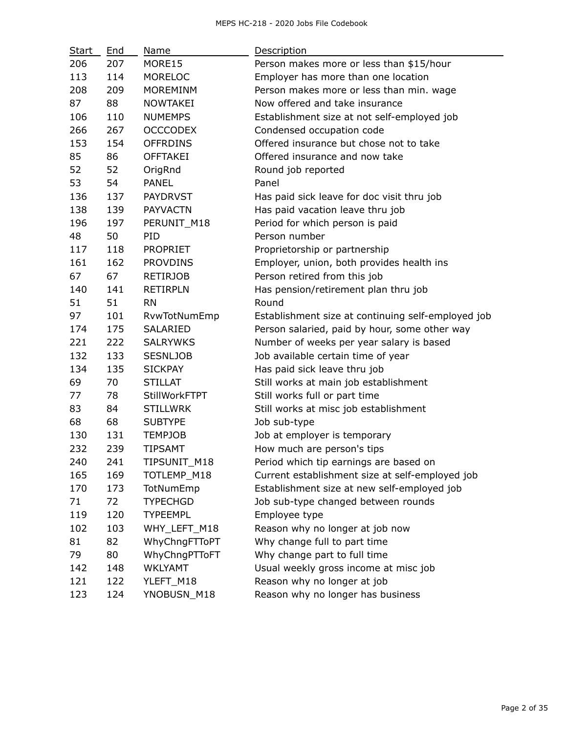| Start | End | Name | Description |
|---|---|---|---|
| 206 | 207 | MORE15 | Person makes more or less than $15/hour |
| 113 | 114 | MORELOC | Employer has more than one location |
| 208 | 209 | MOREMINM | Person makes more or less than min. wage |
| 87 | 88 | NOWTAKEI | Now offered and take insurance |
| 106 | 110 | NUMEMPS | Establishment size at not self-employed job |
| 266 | 267 | OCCCODEX | Condensed occupation code |
| 153 | 154 | OFFRDINS | Offered insurance but chose not to take |
| 85 | 86 | OFFTAKEI | Offered insurance and now take |
| 52 | 52 | OrigRnd | Round job reported |
| 53 | 54 | PANEL | Panel |
| 136 | 137 | PAYDRVST | Has paid sick leave for doc visit thru job |
| 138 | 139 | PAYVACTN | Has paid vacation leave thru job |
| 196 | 197 | PERUNIT_M18 | Period for which person is paid |
| 48 | 50 | PID | Person number |
| 117 | 118 | PROPRIET | Proprietorship or partnership |
| 161 | 162 | PROVDINS | Employer, union, both provides health ins |
| 67 | 67 | RETIRJOB | Person retired from this job |
| 140 | 141 | RETIRPLN | Has pension/retirement plan thru job |
| 51 | 51 | RN | Round |
| 97 | 101 | RvwTotNumEmp | Establishment size at continuing self-employed job |
| 174 | 175 | SALARIED | Person salaried, paid by hour, some other way |
| 221 | 222 | SALRYWKS | Number of weeks per year salary is based |
| 132 | 133 | SESNLJOB | Job available certain time of year |
| 134 | 135 | SICKPAY | Has paid sick leave thru job |
| 69 | 70 | STILLAT | Still works at main job establishment |
| 77 | 78 | StillWorkFTPT | Still works full or part time |
| 83 | 84 | STILLWRK | Still works at misc job establishment |
| 68 | 68 | SUBTYPE | Job sub-type |
| 130 | 131 | TEMPJOB | Job at employer is temporary |
| 232 | 239 | TIPSAMT | How much are person's tips |
| 240 | 241 | TIPSUNIT_M18 | Period which tip earnings are based on |
| 165 | 169 | TOTLEMP_M18 | Current establishment size at self-employed job |
| 170 | 173 | TotNumEmp | Establishment size at new self-employed job |
| 71 | 72 | TYPECHGD | Job sub-type changed between rounds |
| 119 | 120 | TYPEEMPL | Employee type |
| 102 | 103 | WHY_LEFT_M18 | Reason why no longer at job now |
| 81 | 82 | WhyChngFTToPT | Why change full to part time |
| 79 | 80 | WhyChngPTToFT | Why change part to full time |
| 142 | 148 | WKLYAMT | Usual weekly gross income at misc job |
| 121 | 122 | YLEFT_M18 | Reason why no longer at job |
| 123 | 124 | YNOBUSN_M18 | Reason why no longer has business |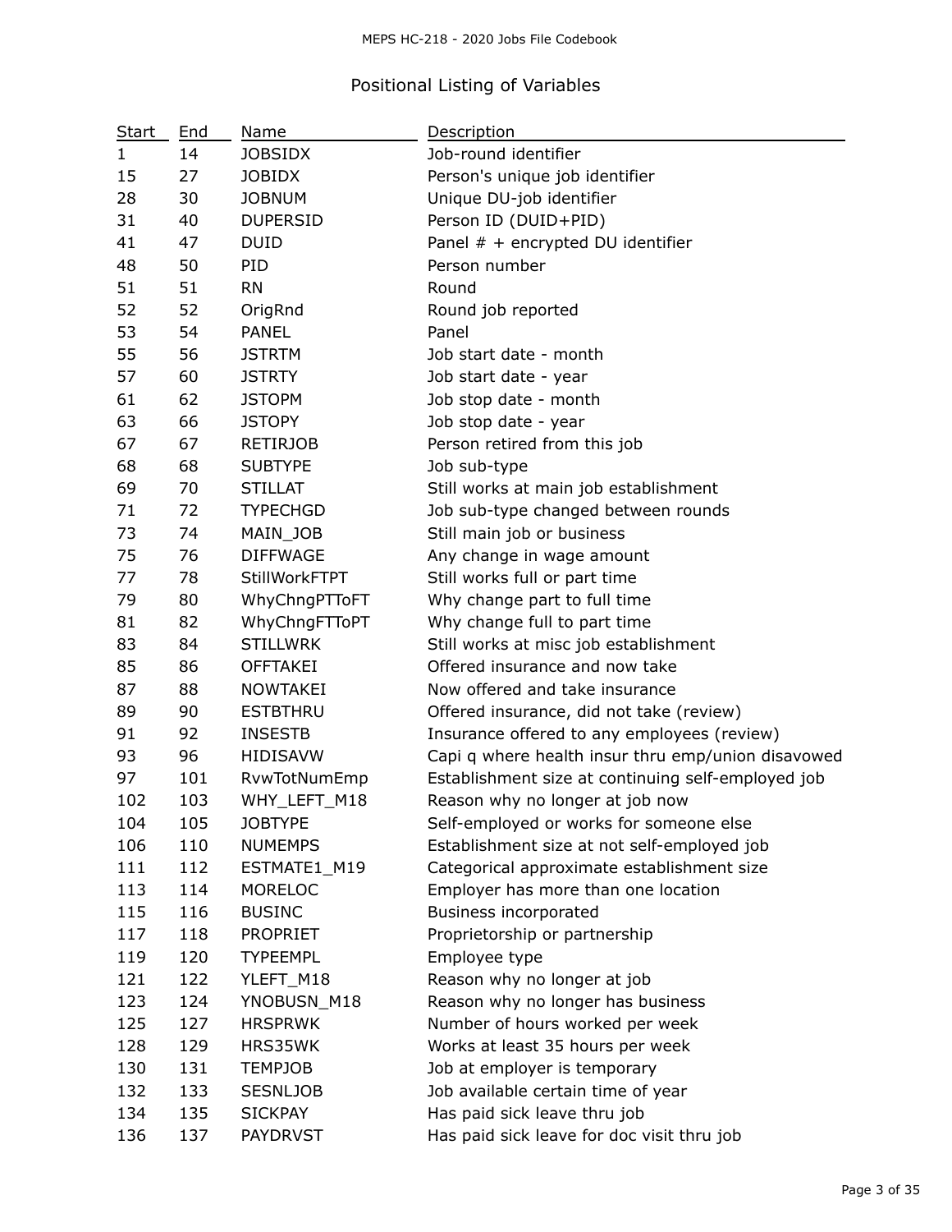# Positional Listing of Variables

| Start | End | Name | Description |
|---|---|---|---|
| 1 | 14 | JOBSIDX | Job-round identifier |
| 15 | 27 | JOBIDX | Person's unique job identifier |
| 28 | 30 | JOBNUM | Unique DU-job identifier |
| 31 | 40 | DUPERSID | Person ID (DUID+PID) |
| 41 | 47 | DUID | Panel # + encrypted DU identifier |
| 48 | 50 | PID | Person number |
| 51 | 51 | RN | Round |
| 52 | 52 | OrigRnd | Round job reported |
| 53 | 54 | PANEL | Panel |
| 55 | 56 | JSTRTM | Job start date - month |
| 57 | 60 | JSTRTY | Job start date - year |
| 61 | 62 | JSTOPM | Job stop date - month |
| 63 | 66 | JSTOPY | Job stop date - year |
| 67 | 67 | RETIRJOB | Person retired from this job |
| 68 | 68 | SUBTYPE | Job sub-type |
| 69 | 70 | STILLAT | Still works at main job establishment |
| 71 | 72 | TYPECHGD | Job sub-type changed between rounds |
| 73 | 74 | MAIN_JOB | Still main job or business |
| 75 | 76 | DIFFWAGE | Any change in wage amount |
| 77 | 78 | StillWorkFTPT | Still works full or part time |
| 79 | 80 | WhyChngPTToFT | Why change part to full time |
| 81 | 82 | WhyChngFTToPT | Why change full to part time |
| 83 | 84 | STILLWRK | Still works at misc job establishment |
| 85 | 86 | OFFTAKEI | Offered insurance and now take |
| 87 | 88 | NOWTAKEI | Now offered and take insurance |
| 89 | 90 | ESTBTHRU | Offered insurance, did not take (review) |
| 91 | 92 | INSESTB | Insurance offered to any employees (review) |
| 93 | 96 | HIDISAVW | Capi q where health insur thru emp/union disavowed |
| 97 | 101 | RvwTotNumEmp | Establishment size at continuing self-employed job |
| 102 | 103 | WHY_LEFT_M18 | Reason why no longer at job now |
| 104 | 105 | JOBTYPE | Self-employed or works for someone else |
| 106 | 110 | NUMEMPS | Establishment size at not self-employed job |
| 111 | 112 | ESTMATE1_M19 | Categorical approximate establishment size |
| 113 | 114 | MORELOC | Employer has more than one location |
| 115 | 116 | BUSINC | Business incorporated |
| 117 | 118 | PROPRIET | Proprietorship or partnership |
| 119 | 120 | TYPEEMPL | Employee type |
| 121 | 122 | YLEFT_M18 | Reason why no longer at job |
| 123 | 124 | YNOBUSN_M18 | Reason why no longer has business |
| 125 | 127 | HRSPRWK | Number of hours worked per week |
| 128 | 129 | HRS35WK | Works at least 35 hours per week |
| 130 | 131 | TEMPJOB | Job at employer is temporary |
| 132 | 133 | SESNLJOB | Job available certain time of year |
| 134 | 135 | SICKPAY | Has paid sick leave thru job |
| 136 | 137 | PAYDRVST | Has paid sick leave for doc visit thru job |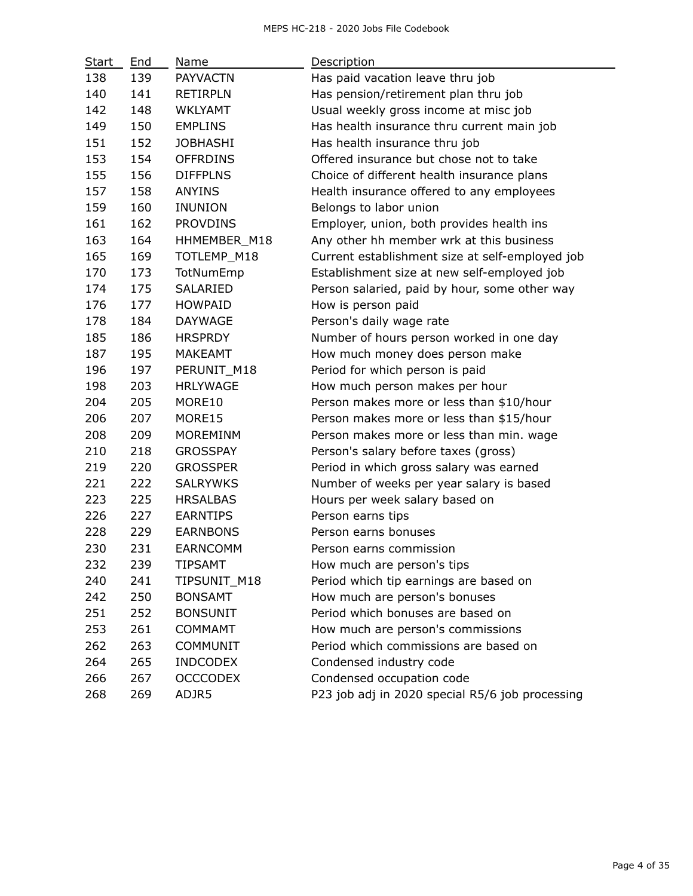| Start | End | Name | Description |
|---|---|---|---|
| 138 | 139 | PAYVACTN | Has paid vacation leave thru job |
| 140 | 141 | RETIRPLN | Has pension/retirement plan thru job |
| 142 | 148 | WKLYAMT | Usual weekly gross income at misc job |
| 149 | 150 | EMPLINS | Has health insurance thru current main job |
| 151 | 152 | JOBHASHI | Has health insurance thru job |
| 153 | 154 | OFFRDINS | Offered insurance but chose not to take |
| 155 | 156 | DIFFPLNS | Choice of different health insurance plans |
| 157 | 158 | ANYINS | Health insurance offered to any employees |
| 159 | 160 | INUNION | Belongs to labor union |
| 161 | 162 | PROVDINS | Employer, union, both provides health ins |
| 163 | 164 | HHMEMBER_M18 | Any other hh member wrk at this business |
| 165 | 169 | TOTLEMP_M18 | Current establishment size at self-employed job |
| 170 | 173 | TotNumEmp | Establishment size at new self-employed job |
| 174 | 175 | SALARIED | Person salaried, paid by hour, some other way |
| 176 | 177 | HOWPAID | How is person paid |
| 178 | 184 | DAYWAGE | Person's daily wage rate |
| 185 | 186 | HRSPRDY | Number of hours person worked in one day |
| 187 | 195 | MAKEAMT | How much money does person make |
| 196 | 197 | PERUNIT_M18 | Period for which person is paid |
| 198 | 203 | HRLYWAGE | How much person makes per hour |
| 204 | 205 | MORE10 | Person makes more or less than $10/hour |
| 206 | 207 | MORE15 | Person makes more or less than $15/hour |
| 208 | 209 | MOREMINM | Person makes more or less than min. wage |
| 210 | 218 | GROSSPAY | Person's salary before taxes (gross) |
| 219 | 220 | GROSSPER | Period in which gross salary was earned |
| 221 | 222 | SALRYWKS | Number of weeks per year salary is based |
| 223 | 225 | HRSALBAS | Hours per week salary based on |
| 226 | 227 | EARNTIPS | Person earns tips |
| 228 | 229 | EARNBONS | Person earns bonuses |
| 230 | 231 | EARNCOMM | Person earns commission |
| 232 | 239 | TIPSAMT | How much are person's tips |
| 240 | 241 | TIPSUNIT_M18 | Period which tip earnings are based on |
| 242 | 250 | BONSAMT | How much are person's bonuses |
| 251 | 252 | BONSUNIT | Period which bonuses are based on |
| 253 | 261 | COMMAMT | How much are person's commissions |
| 262 | 263 | COMMUNIT | Period which commissions are based on |
| 264 | 265 | INDCODEX | Condensed industry code |
| 266 | 267 | OCCCODEX | Condensed occupation code |
| 268 | 269 | ADJR5 | P23 job adj in 2020 special R5/6 job processing |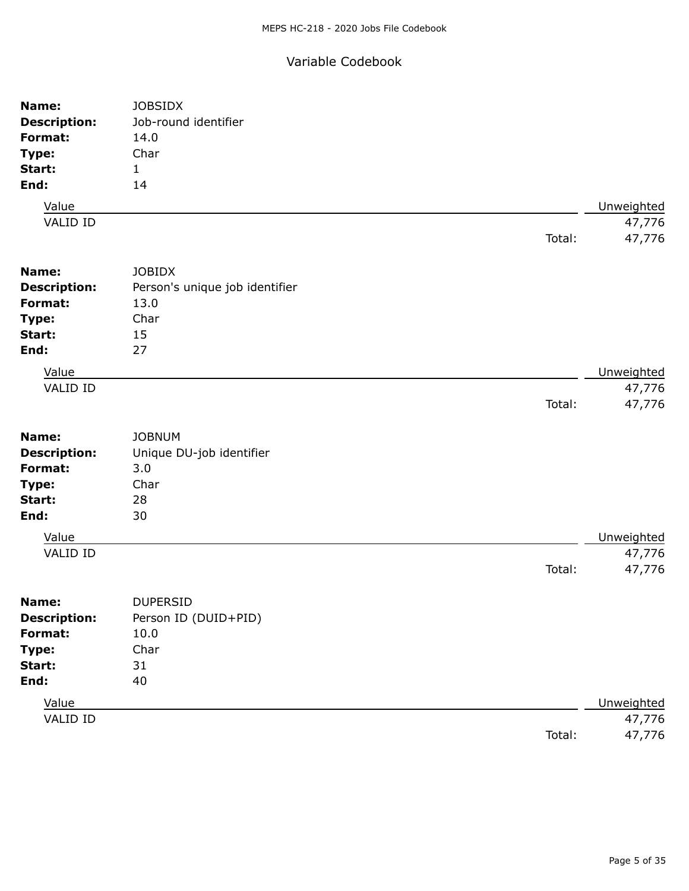## Variable Codebook

**Name:** JOBSIDX
**Description:** Job-round identifier
**Format:** 14.0
**Type:** Char
**Start:** 1
**End:** 14

| Value | Unweighted |
|---|---|
| VALID ID | 47,776 |
| Total: | 47,776 |

**Name:** JOBIDX
**Description:** Person's unique job identifier
**Format:** 13.0
**Type:** Char
**Start:** 15
**End:** 27

| Value | Unweighted |
|---|---|
| VALID ID | 47,776 |
| Total: | 47,776 |

**Name:** JOBNUM
**Description:** Unique DU-job identifier
**Format:** 3.0
**Type:** Char
**Start:** 28
**End:** 30

| Value | Unweighted |
|---|---|
| VALID ID | 47,776 |
| Total: | 47,776 |

**Name:** DUPERSID
**Description:** Person ID (DUID+PID)
**Format:** 10.0
**Type:** Char
**Start:** 31
**End:** 40

| Value | Unweighted |
|---|---|
| VALID ID | 47,776 |
| Total: | 47,776 |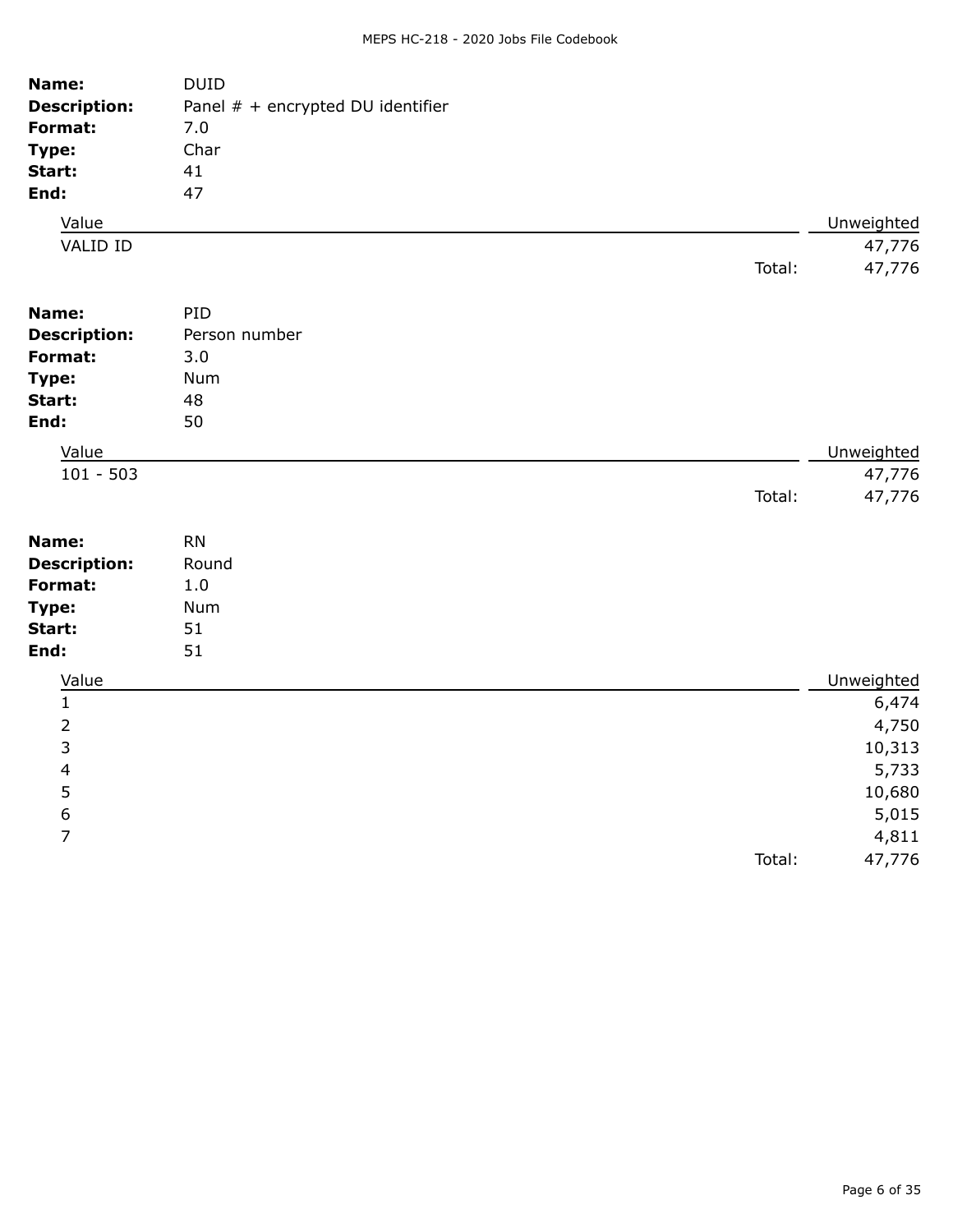**Name:** DUID
**Description:** Panel # + encrypted DU identifier
**Format:** 7.0
**Type:** Char
**Start:** 41
**End:** 47

| Value | Unweighted |
|---|---|
| VALID ID | 47,776 |
| Total: | 47,776 |

**Name:** PID
**Description:** Person number
**Format:** 3.0
**Type:** Num
**Start:** 48
**End:** 50

| Value | Unweighted |
|---|---|
| 101 - 503 | 47,776 |
| Total: | 47,776 |

**Name:** RN
**Description:** Round
**Format:** 1.0
**Type:** Num
**Start:** 51
**End:** 51

| Value | Unweighted |
|---|---|
| 1 | 6,474 |
| 2 | 4,750 |
| 3 | 10,313 |
| 4 | 5,733 |
| 5 | 10,680 |
| 6 | 5,015 |
| 7 | 4,811 |
| Total: | 47,776 |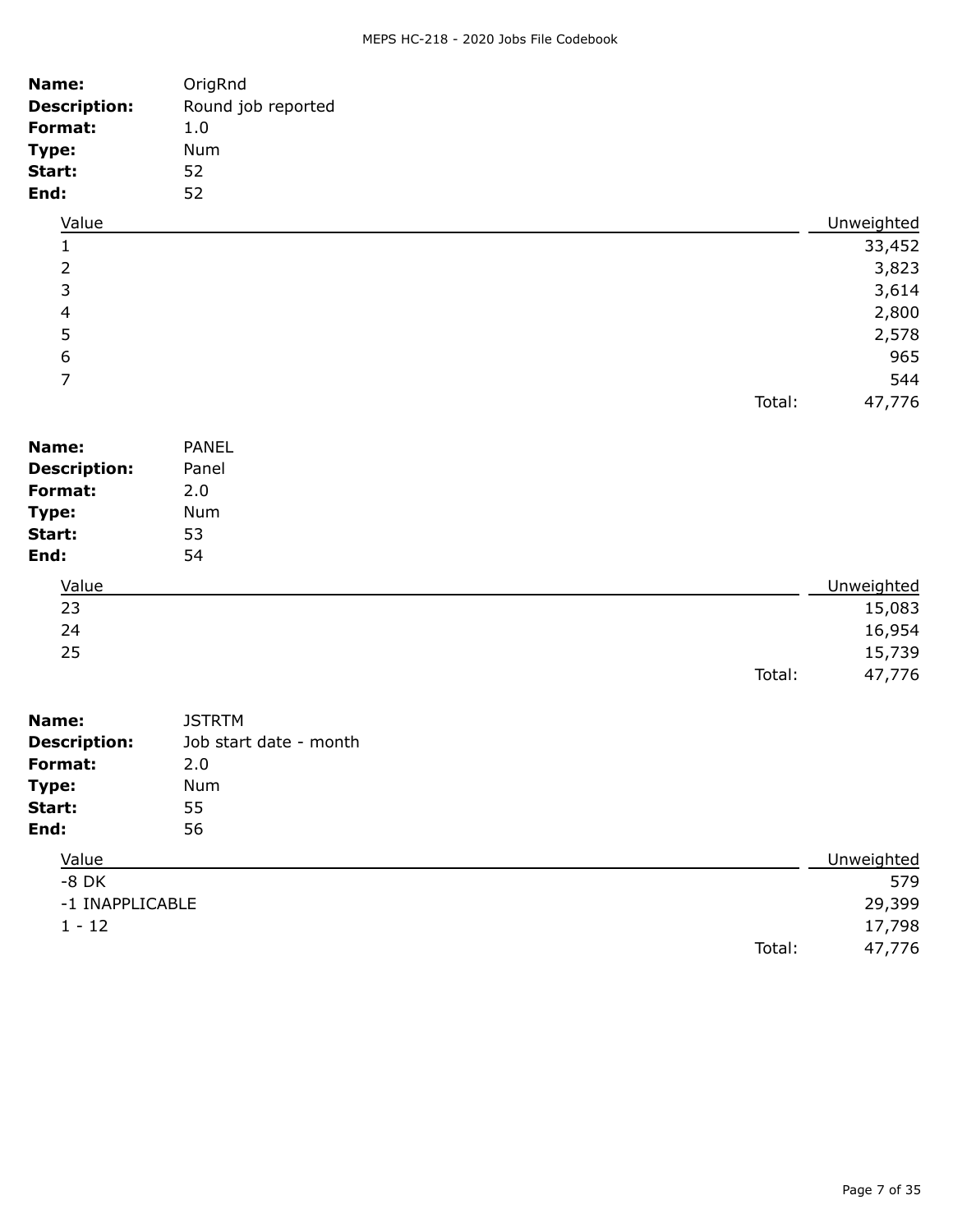**Name:** OrigRnd
**Description:** Round job reported
**Format:** 1.0
**Type:** Num
**Start:** 52
**End:** 52

| Value | Unweighted |
|---|---|
| 1 | 33,452 |
| 2 | 3,823 |
| 3 | 3,614 |
| 4 | 2,800 |
| 5 | 2,578 |
| 6 | 965 |
| 7 | 544 |
| Total: | 47,776 |

**Name:** PANEL
**Description:** Panel
**Format:** 2.0
**Type:** Num
**Start:** 53
**End:** 54

| Value | Unweighted |
|---|---|
| 23 | 15,083 |
| 24 | 16,954 |
| 25 | 15,739 |
| Total: | 47,776 |

**Name:** JSTRTM
**Description:** Job start date - month
**Format:** 2.0
**Type:** Num
**Start:** 55
**End:** 56

| Value | Unweighted |
|---|---|
| -8 DK | 579 |
| -1 INAPPLICABLE | 29,399 |
| 1 - 12 | 17,798 |
| Total: | 47,776 |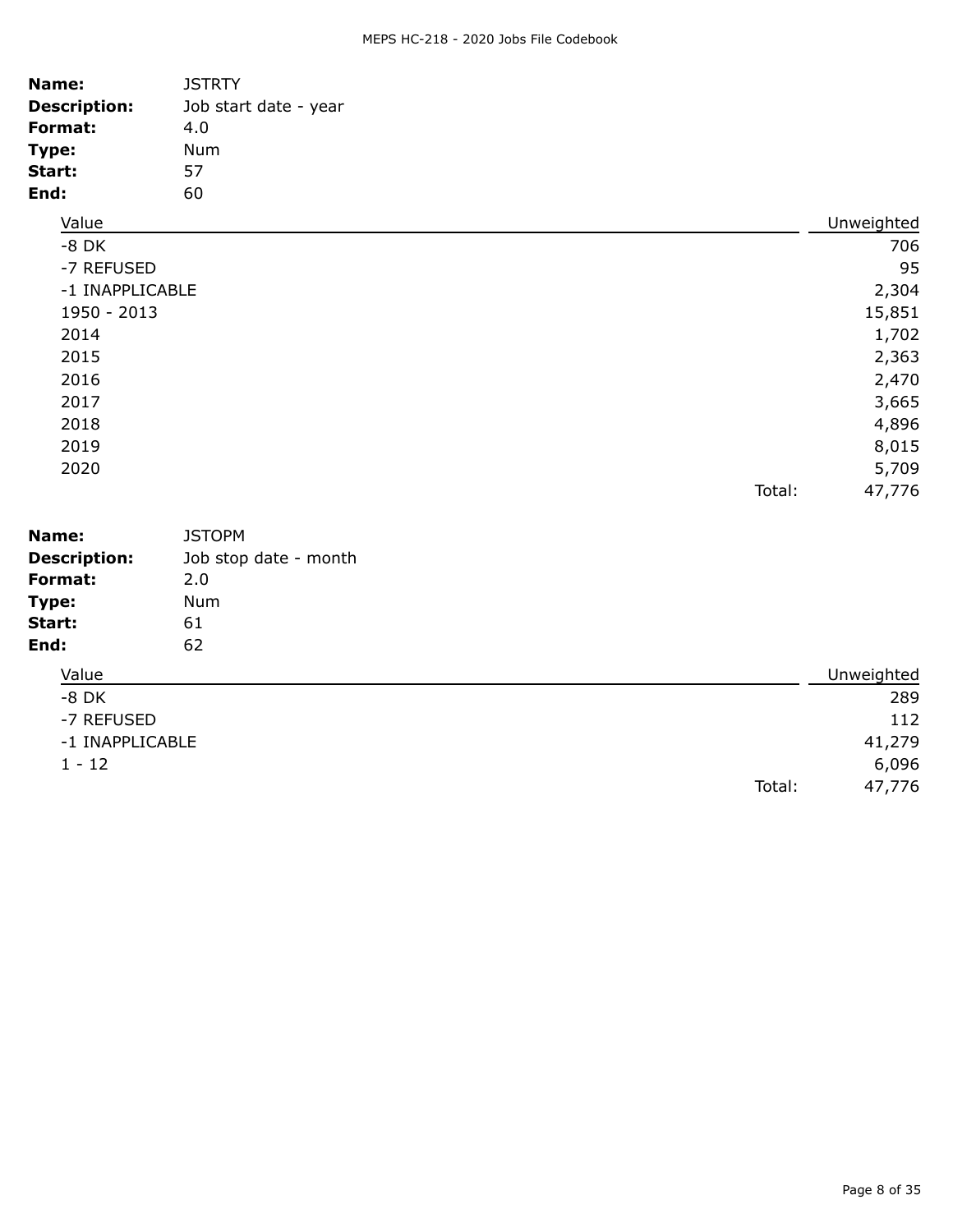**Name:** JSTRTY
**Description:** Job start date - year
**Format:** 4.0
**Type:** Num
**Start:** 57
**End:** 60

| Value | Unweighted |
|---|---|
| -8 DK | 706 |
| -7 REFUSED | 95 |
| -1 INAPPLICABLE | 2,304 |
| 1950 - 2013 | 15,851 |
| 2014 | 1,702 |
| 2015 | 2,363 |
| 2016 | 2,470 |
| 2017 | 3,665 |
| 2018 | 4,896 |
| 2019 | 8,015 |
| 2020 | 5,709 |
| Total: | 47,776 |

**Name:** JSTOPM
**Description:** Job stop date - month
**Format:** 2.0
**Type:** Num
**Start:** 61
**End:** 62

| Value | Unweighted |
|---|---|
| -8 DK | 289 |
| -7 REFUSED | 112 |
| -1 INAPPLICABLE | 41,279 |
| 1 - 12 | 6,096 |
| Total: | 47,776 |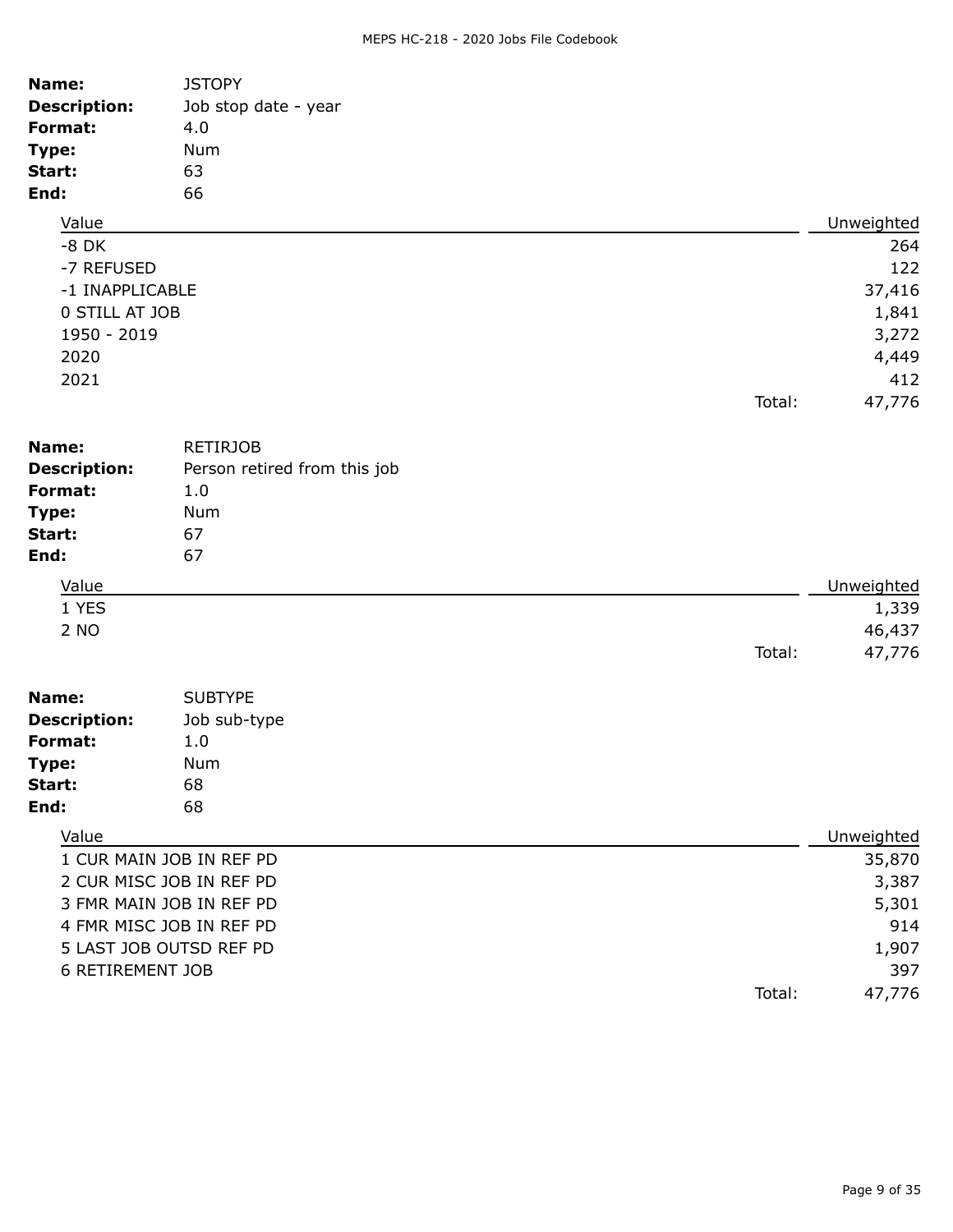**Name:** JSTOPY
**Description:** Job stop date - year
**Format:** 4.0
**Type:** Num
**Start:** 63
**End:** 66

| Value | Unweighted |
| --- | --- |
| -8 DK | 264 |
| -7 REFUSED | 122 |
| -1 INAPPLICABLE | 37,416 |
| 0 STILL AT JOB | 1,841 |
| 1950 - 2019 | 3,272 |
| 2020 | 4,449 |
| 2021 | 412 |
| Total: | 47,776 |

**Name:** RETIRJOB
**Description:** Person retired from this job
**Format:** 1.0
**Type:** Num
**Start:** 67
**End:** 67

| Value | Unweighted |
| --- | --- |
| 1 YES | 1,339 |
| 2 NO | 46,437 |
| Total: | 47,776 |

**Name:** SUBTYPE
**Description:** Job sub-type
**Format:** 1.0
**Type:** Num
**Start:** 68
**End:** 68

| Value | Unweighted |
| --- | --- |
| 1 CUR MAIN JOB IN REF PD | 35,870 |
| 2 CUR MISC JOB IN REF PD | 3,387 |
| 3 FMR MAIN JOB IN REF PD | 5,301 |
| 4 FMR MISC JOB IN REF PD | 914 |
| 5 LAST JOB OUTSD REF PD | 1,907 |
| 6 RETIREMENT JOB | 397 |
| Total: | 47,776 |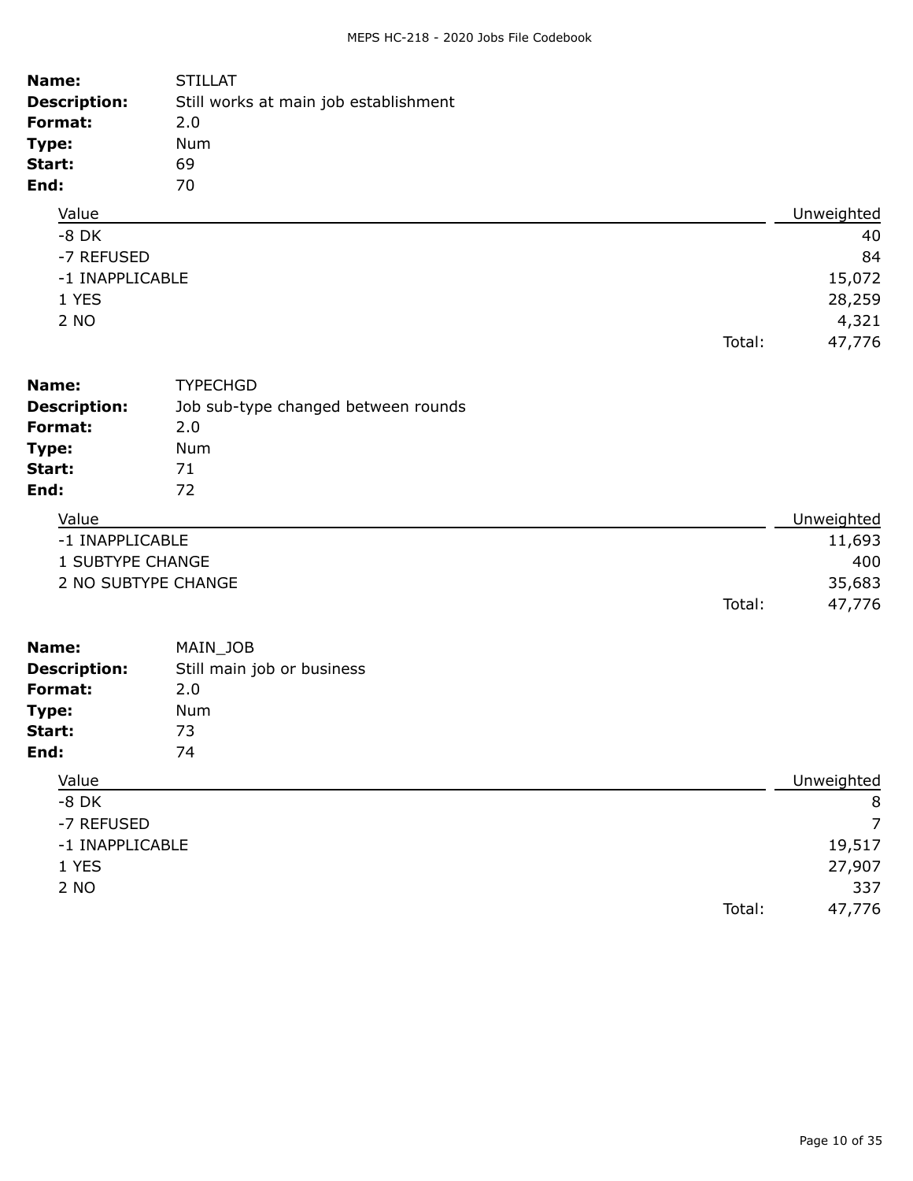**Name:** STILLAT
**Description:** Still works at main job establishment
**Format:** 2.0
**Type:** Num
**Start:** 69
**End:** 70

| Value | Unweighted |
|---|---|
| -8 DK | 40 |
| -7 REFUSED | 84 |
| -1 INAPPLICABLE | 15,072 |
| 1 YES | 28,259 |
| 2 NO | 4,321 |
| Total: | 47,776 |

**Name:** TYPECHGD
**Description:** Job sub-type changed between rounds
**Format:** 2.0
**Type:** Num
**Start:** 71
**End:** 72

| Value | Unweighted |
|---|---|
| -1 INAPPLICABLE | 11,693 |
| 1 SUBTYPE CHANGE | 400 |
| 2 NO SUBTYPE CHANGE | 35,683 |
| Total: | 47,776 |

**Name:** MAIN_JOB
**Description:** Still main job or business
**Format:** 2.0
**Type:** Num
**Start:** 73
**End:** 74

| Value | Unweighted |
|---|---|
| -8 DK | 8 |
| -7 REFUSED | 7 |
| -1 INAPPLICABLE | 19,517 |
| 1 YES | 27,907 |
| 2 NO | 337 |
| Total: | 47,776 |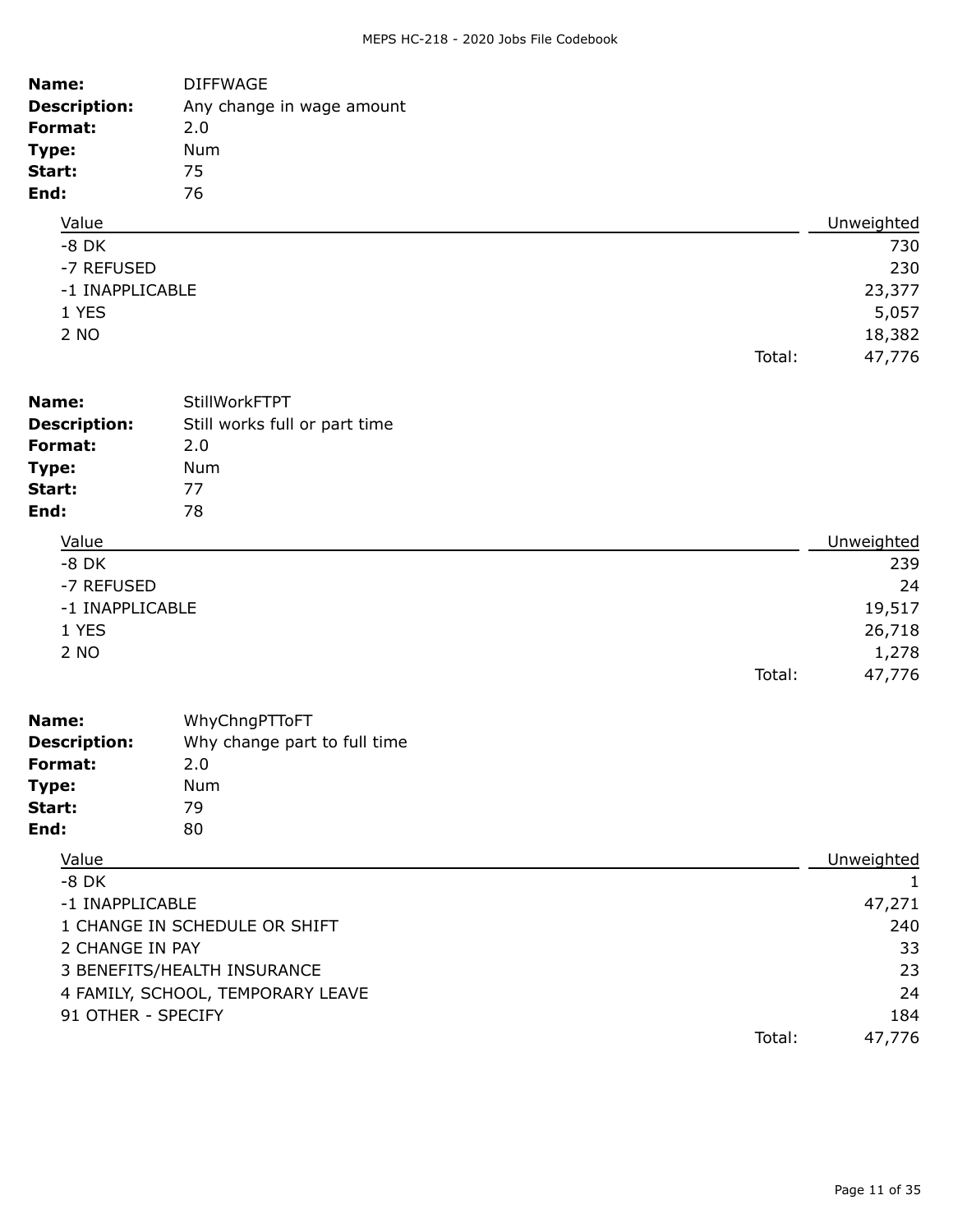**Name:** DIFFWAGE
**Description:** Any change in wage amount
**Format:** 2.0
**Type:** Num
**Start:** 75
**End:** 76

| Value | Unweighted |
|---|---|
| -8 DK | 730 |
| -7 REFUSED | 230 |
| -1 INAPPLICABLE | 23,377 |
| 1 YES | 5,057 |
| 2 NO | 18,382 |
| Total: | 47,776 |

**Name:** StillWorkFTPT
**Description:** Still works full or part time
**Format:** 2.0
**Type:** Num
**Start:** 77
**End:** 78

| Value | Unweighted |
|---|---|
| -8 DK | 239 |
| -7 REFUSED | 24 |
| -1 INAPPLICABLE | 19,517 |
| 1 YES | 26,718 |
| 2 NO | 1,278 |
| Total: | 47,776 |

**Name:** WhyChngPTToFT
**Description:** Why change part to full time
**Format:** 2.0
**Type:** Num
**Start:** 79
**End:** 80

| Value | Unweighted |
|---|---|
| -8 DK | 1 |
| -1 INAPPLICABLE | 47,271 |
| 1 CHANGE IN SCHEDULE OR SHIFT | 240 |
| 2 CHANGE IN PAY | 33 |
| 3 BENEFITS/HEALTH INSURANCE | 23 |
| 4 FAMILY, SCHOOL, TEMPORARY LEAVE | 24 |
| 91 OTHER - SPECIFY | 184 |
| Total: | 47,776 |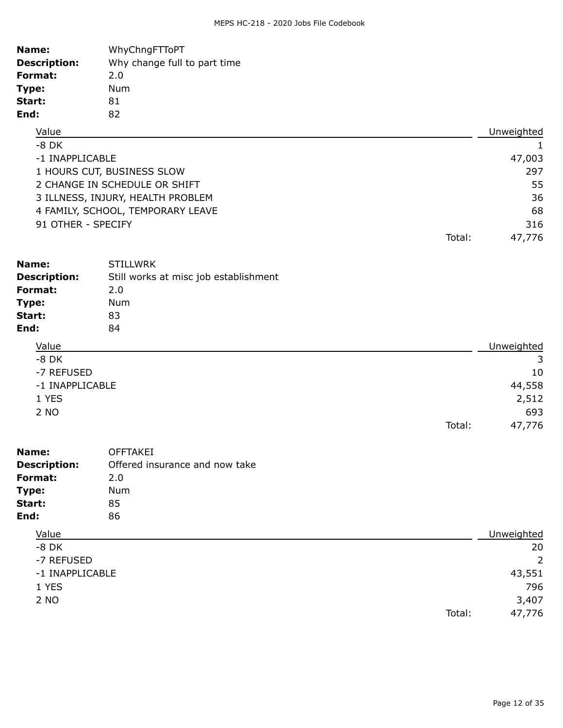**Name:** WhyChngFTToPT
**Description:** Why change full to part time
**Format:** 2.0
**Type:** Num
**Start:** 81
**End:** 82

| Value | Unweighted |
|---|---:|
| -8 DK | 1 |
| -1 INAPPLICABLE | 47,003 |
| 1 HOURS CUT, BUSINESS SLOW | 297 |
| 2 CHANGE IN SCHEDULE OR SHIFT | 55 |
| 3 ILLNESS, INJURY, HEALTH PROBLEM | 36 |
| 4 FAMILY, SCHOOL, TEMPORARY LEAVE | 68 |
| 91 OTHER - SPECIFY | 316 |
| Total: | 47,776 |

**Name:** STILLWRK
**Description:** Still works at misc job establishment
**Format:** 2.0
**Type:** Num
**Start:** 83
**End:** 84

| Value | Unweighted |
|---|---:|
| -8 DK | 3 |
| -7 REFUSED | 10 |
| -1 INAPPLICABLE | 44,558 |
| 1 YES | 2,512 |
| 2 NO | 693 |
| Total: | 47,776 |

**Name:** OFFTAKEI
**Description:** Offered insurance and now take
**Format:** 2.0
**Type:** Num
**Start:** 85
**End:** 86

| Value | Unweighted |
|---|---:|
| -8 DK | 20 |
| -7 REFUSED | 2 |
| -1 INAPPLICABLE | 43,551 |
| 1 YES | 796 |
| 2 NO | 3,407 |
| Total: | 47,776 |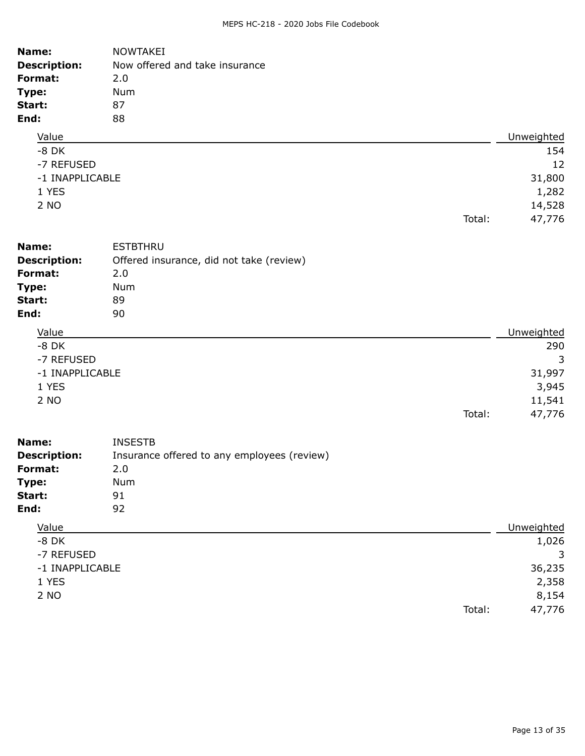**Name:** NOWTAKEI
**Description:** Now offered and take insurance
**Format:** 2.0
**Type:** Num
**Start:** 87
**End:** 88

| Value | Unweighted |
|---|---|
| -8 DK | 154 |
| -7 REFUSED | 12 |
| -1 INAPPLICABLE | 31,800 |
| 1 YES | 1,282 |
| 2 NO | 14,528 |
| Total: | 47,776 |

**Name:** ESTBTHRU
**Description:** Offered insurance, did not take (review)
**Format:** 2.0
**Type:** Num
**Start:** 89
**End:** 90

| Value | Unweighted |
|---|---|
| -8 DK | 290 |
| -7 REFUSED | 3 |
| -1 INAPPLICABLE | 31,997 |
| 1 YES | 3,945 |
| 2 NO | 11,541 |
| Total: | 47,776 |

**Name:** INSESTB
**Description:** Insurance offered to any employees (review)
**Format:** 2.0
**Type:** Num
**Start:** 91
**End:** 92

| Value | Unweighted |
|---|---|
| -8 DK | 1,026 |
| -7 REFUSED | 3 |
| -1 INAPPLICABLE | 36,235 |
| 1 YES | 2,358 |
| 2 NO | 8,154 |
| Total: | 47,776 |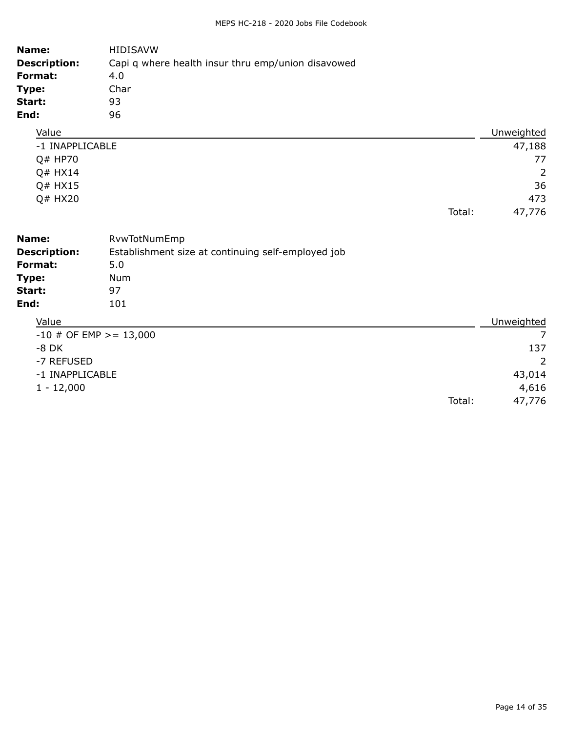**Name:** HIDISAVW
**Description:** Capi q where health insur thru emp/union disavowed
**Format:** 4.0
**Type:** Char
**Start:** 93
**End:** 96

| Value | Unweighted |
|---|---|
| -1 INAPPLICABLE | 47,188 |
| Q# HP70 | 77 |
| Q# HX14 | 2 |
| Q# HX15 | 36 |
| Q# HX20 | 473 |
| Total: | 47,776 |

**Name:** RvwTotNumEmp
**Description:** Establishment size at continuing self-employed job
**Format:** 5.0
**Type:** Num
**Start:** 97
**End:** 101

| Value | Unweighted |
|---|---|
| -10 # OF EMP >= 13,000 | 7 |
| -8 DK | 137 |
| -7 REFUSED | 2 |
| -1 INAPPLICABLE | 43,014 |
| 1 - 12,000 | 4,616 |
| Total: | 47,776 |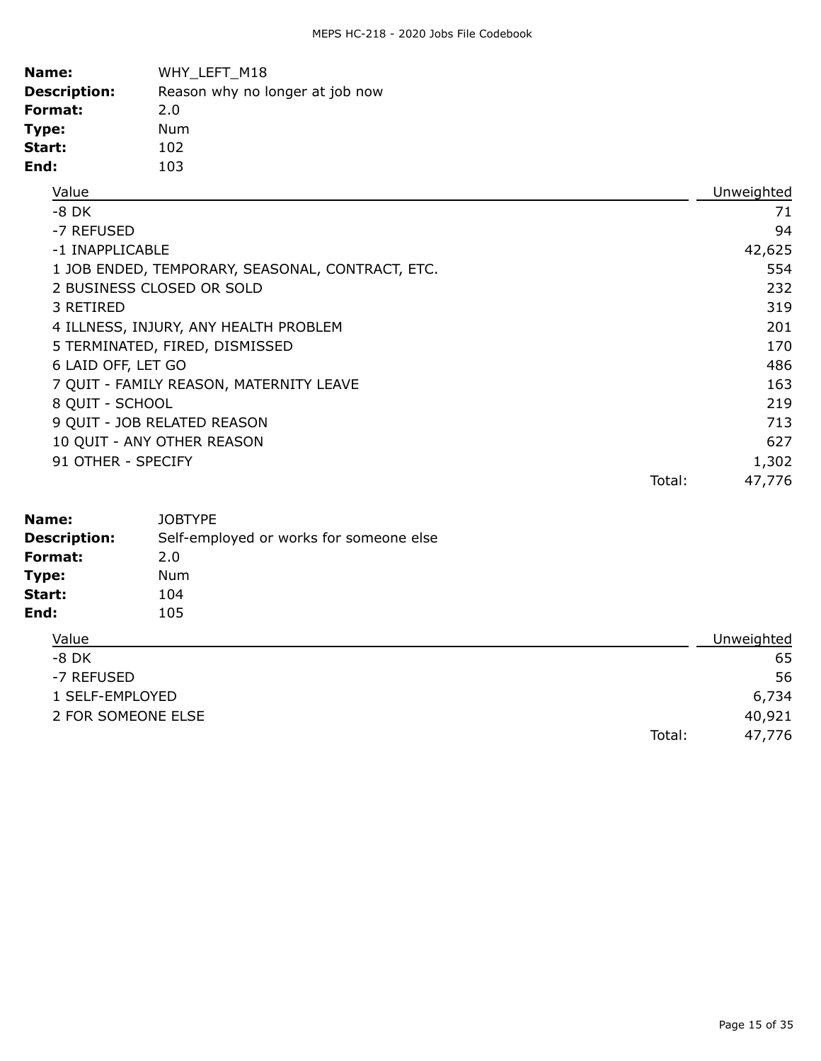**Name:** WHY_LEFT_M18
**Description:** Reason why no longer at job now
**Format:** 2.0
**Type:** Num
**Start:** 102
**End:** 103

| Value | Unweighted |
|---|---|
| -8 DK | 71 |
| -7 REFUSED | 94 |
| -1 INAPPLICABLE | 42,625 |
| 1 JOB ENDED, TEMPORARY, SEASONAL, CONTRACT, ETC. | 554 |
| 2 BUSINESS CLOSED OR SOLD | 232 |
| 3 RETIRED | 319 |
| 4 ILLNESS, INJURY, ANY HEALTH PROBLEM | 201 |
| 5 TERMINATED, FIRED, DISMISSED | 170 |
| 6 LAID OFF, LET GO | 486 |
| 7 QUIT - FAMILY REASON, MATERNITY LEAVE | 163 |
| 8 QUIT - SCHOOL | 219 |
| 9 QUIT - JOB RELATED REASON | 713 |
| 10 QUIT - ANY OTHER REASON | 627 |
| 91 OTHER - SPECIFY | 1,302 |
| Total: | 47,776 |

**Name:** JOBTYPE
**Description:** Self-employed or works for someone else
**Format:** 2.0
**Type:** Num
**Start:** 104
**End:** 105

| Value | Unweighted |
|---|---|
| -8 DK | 65 |
| -7 REFUSED | 56 |
| 1 SELF-EMPLOYED | 6,734 |
| 2 FOR SOMEONE ELSE | 40,921 |
| Total: | 47,776 |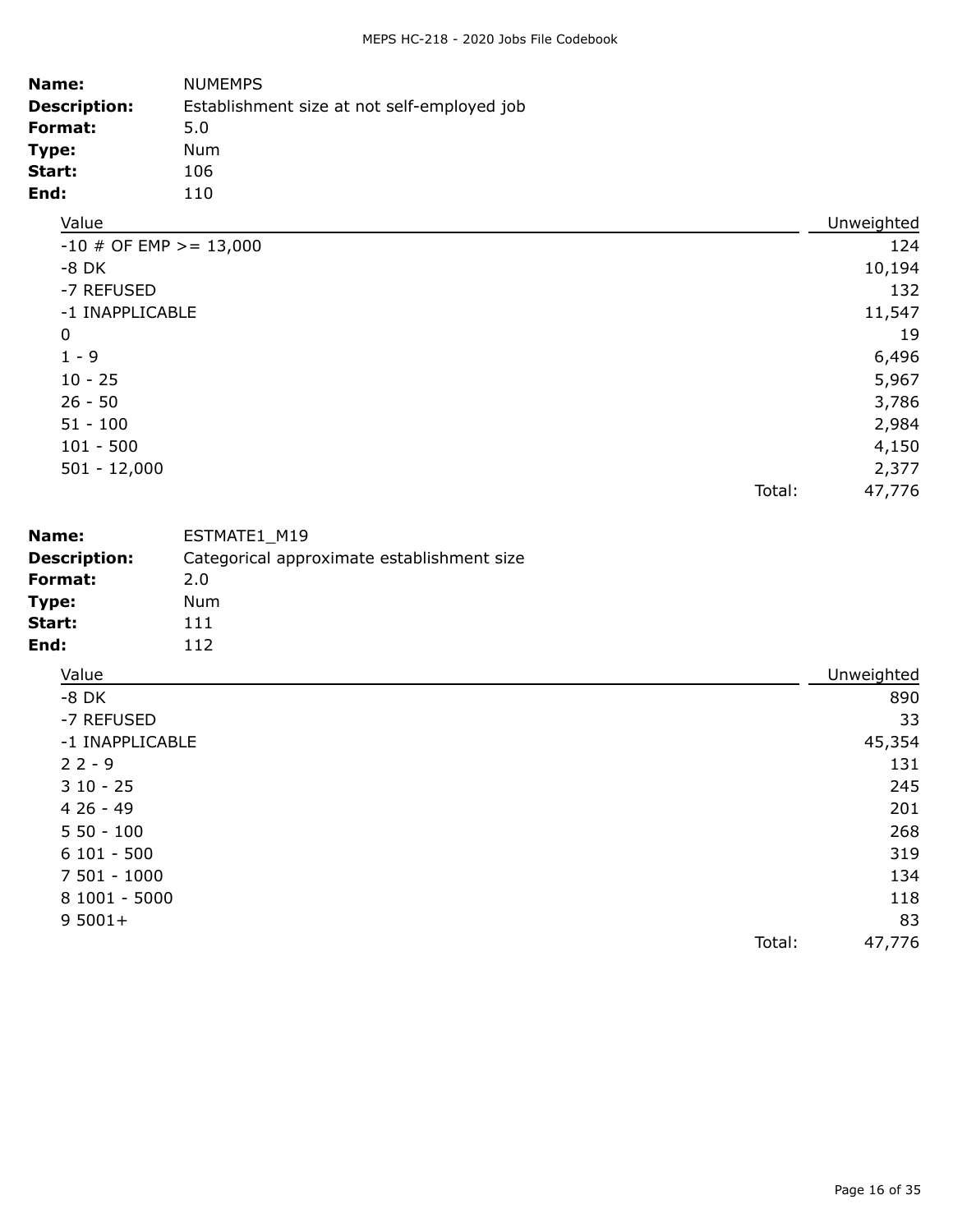**Name:** NUMEMPS
**Description:** Establishment size at not self-employed job
**Format:** 5.0
**Type:** Num
**Start:** 106
**End:** 110

| Value | Unweighted |
|---|---|
| -10 # OF EMP >= 13,000 | 124 |
| -8 DK | 10,194 |
| -7 REFUSED | 132 |
| -1 INAPPLICABLE | 11,547 |
| 0 | 19 |
| 1 - 9 | 6,496 |
| 10 - 25 | 5,967 |
| 26 - 50 | 3,786 |
| 51 - 100 | 2,984 |
| 101 - 500 | 4,150 |
| 501 - 12,000 | 2,377 |
| Total: | 47,776 |

**Name:** ESTMATE1_M19
**Description:** Categorical approximate establishment size
**Format:** 2.0
**Type:** Num
**Start:** 111
**End:** 112

| Value | Unweighted |
|---|---|
| -8 DK | 890 |
| -7 REFUSED | 33 |
| -1 INAPPLICABLE | 45,354 |
| 2 2 - 9 | 131 |
| 3 10 - 25 | 245 |
| 4 26 - 49 | 201 |
| 5 50 - 100 | 268 |
| 6 101 - 500 | 319 |
| 7 501 - 1000 | 134 |
| 8 1001 - 5000 | 118 |
| 9 5001+ | 83 |
| Total: | 47,776 |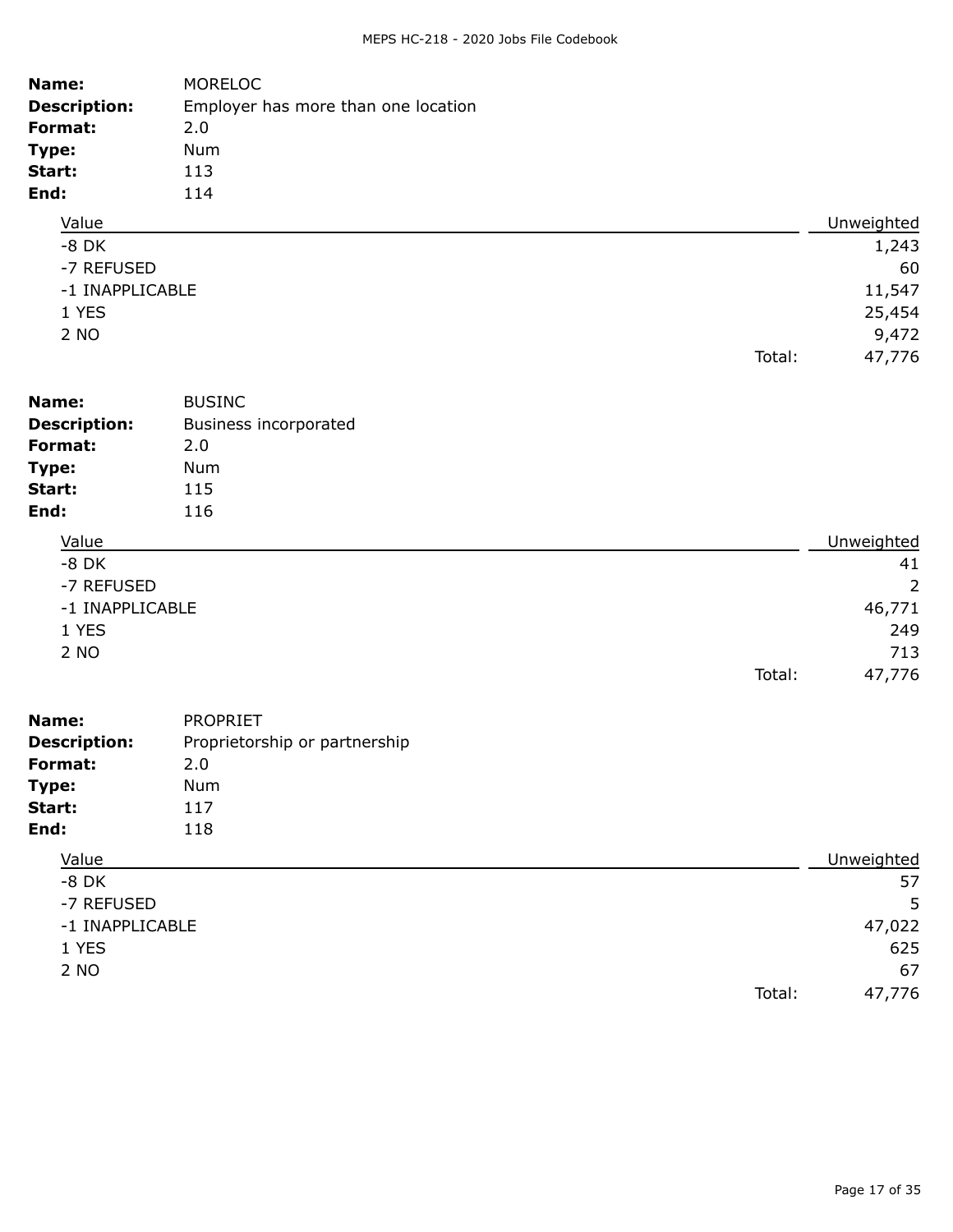**Name:** MORELOC
**Description:** Employer has more than one location
**Format:** 2.0
**Type:** Num
**Start:** 113
**End:** 114

| Value | Unweighted |
|---|---|
| -8 DK | 1,243 |
| -7 REFUSED | 60 |
| -1 INAPPLICABLE | 11,547 |
| 1 YES | 25,454 |
| 2 NO | 9,472 |
| Total: | 47,776 |

**Name:** BUSINC
**Description:** Business incorporated
**Format:** 2.0
**Type:** Num
**Start:** 115
**End:** 116

| Value | Unweighted |
|---|---|
| -8 DK | 41 |
| -7 REFUSED | 2 |
| -1 INAPPLICABLE | 46,771 |
| 1 YES | 249 |
| 2 NO | 713 |
| Total: | 47,776 |

**Name:** PROPRIET
**Description:** Proprietorship or partnership
**Format:** 2.0
**Type:** Num
**Start:** 117
**End:** 118

| Value | Unweighted |
|---|---|
| -8 DK | 57 |
| -7 REFUSED | 5 |
| -1 INAPPLICABLE | 47,022 |
| 1 YES | 625 |
| 2 NO | 67 |
| Total: | 47,776 |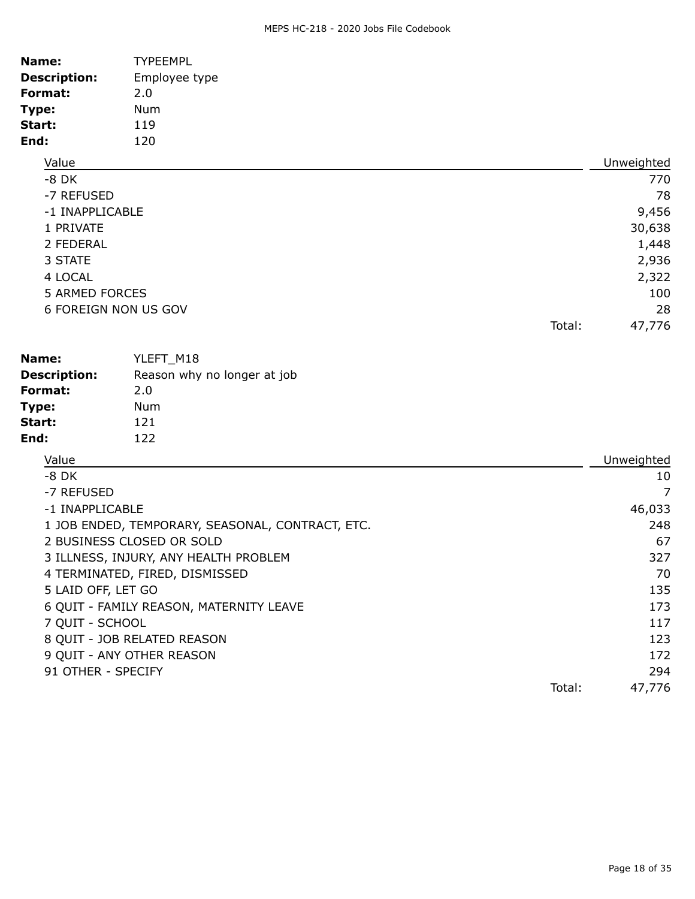**Name:** TYPEEMPL
**Description:** Employee type
**Format:** 2.0
**Type:** Num
**Start:** 119
**End:** 120

| Value | Unweighted |
|---|---|
| -8 DK | 770 |
| -7 REFUSED | 78 |
| -1 INAPPLICABLE | 9,456 |
| 1 PRIVATE | 30,638 |
| 2 FEDERAL | 1,448 |
| 3 STATE | 2,936 |
| 4 LOCAL | 2,322 |
| 5 ARMED FORCES | 100 |
| 6 FOREIGN NON US GOV | 28 |
| Total: | 47,776 |

**Name:** YLEFT_M18
**Description:** Reason why no longer at job
**Format:** 2.0
**Type:** Num
**Start:** 121
**End:** 122

| Value | Unweighted |
|---|---|
| -8 DK | 10 |
| -7 REFUSED | 7 |
| -1 INAPPLICABLE | 46,033 |
| 1 JOB ENDED, TEMPORARY, SEASONAL, CONTRACT, ETC. | 248 |
| 2 BUSINESS CLOSED OR SOLD | 67 |
| 3 ILLNESS, INJURY, ANY HEALTH PROBLEM | 327 |
| 4 TERMINATED, FIRED, DISMISSED | 70 |
| 5 LAID OFF, LET GO | 135 |
| 6 QUIT - FAMILY REASON, MATERNITY LEAVE | 173 |
| 7 QUIT - SCHOOL | 117 |
| 8 QUIT - JOB RELATED REASON | 123 |
| 9 QUIT - ANY OTHER REASON | 172 |
| 91 OTHER - SPECIFY | 294 |
| Total: | 47,776 |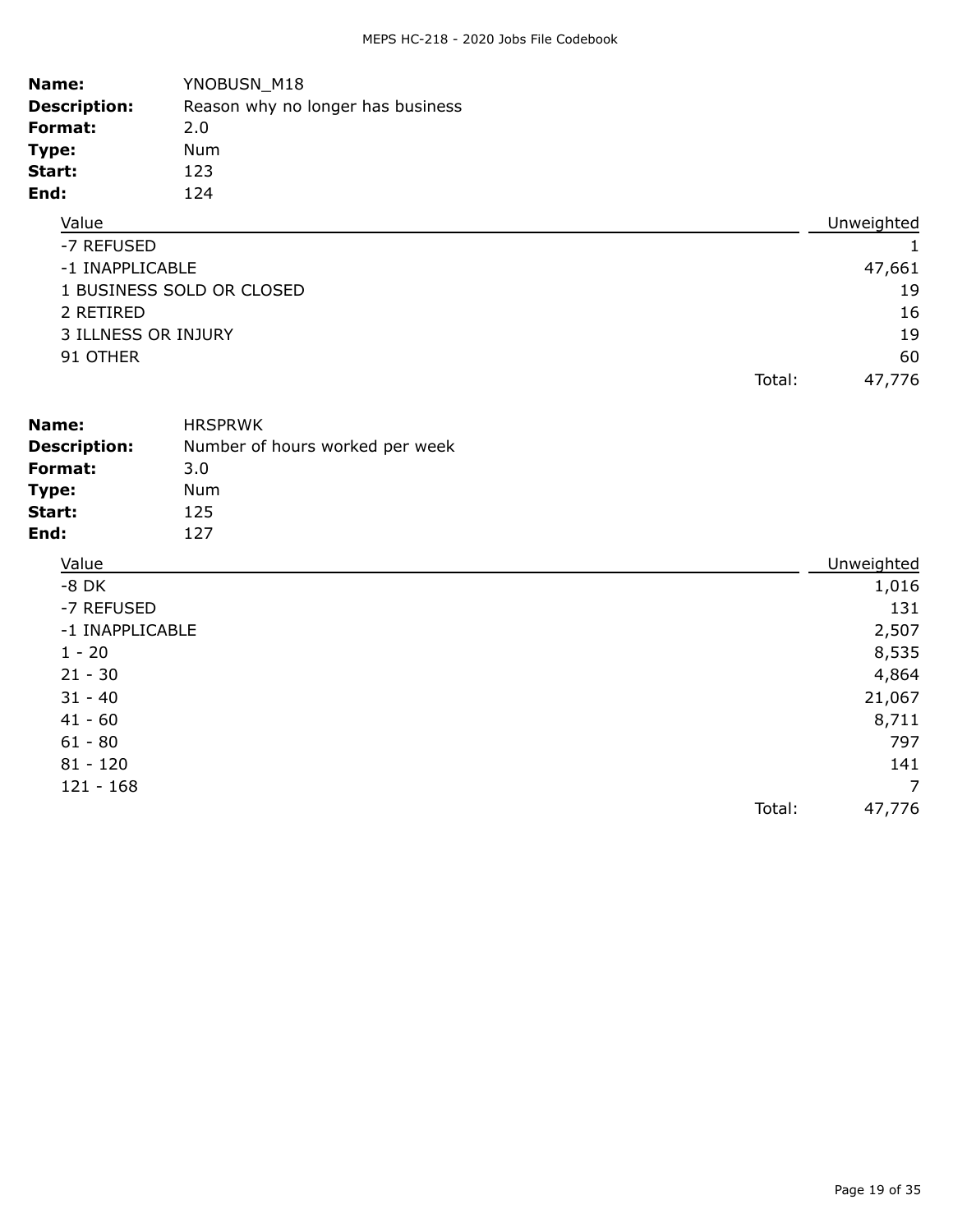**Name:** YNOBUSN_M18
**Description:** Reason why no longer has business
**Format:** 2.0
**Type:** Num
**Start:** 123
**End:** 124

| Value | Unweighted |
|---|---|
| -7 REFUSED | 1 |
| -1 INAPPLICABLE | 47,661 |
| 1 BUSINESS SOLD OR CLOSED | 19 |
| 2 RETIRED | 16 |
| 3 ILLNESS OR INJURY | 19 |
| 91 OTHER | 60 |
| Total: | 47,776 |

**Name:** HRSPRWK
**Description:** Number of hours worked per week
**Format:** 3.0
**Type:** Num
**Start:** 125
**End:** 127

| Value | Unweighted |
|---|---|
| -8 DK | 1,016 |
| -7 REFUSED | 131 |
| -1 INAPPLICABLE | 2,507 |
| 1 - 20 | 8,535 |
| 21 - 30 | 4,864 |
| 31 - 40 | 21,067 |
| 41 - 60 | 8,711 |
| 61 - 80 | 797 |
| 81 - 120 | 141 |
| 121 - 168 | 7 |
| Total: | 47,776 |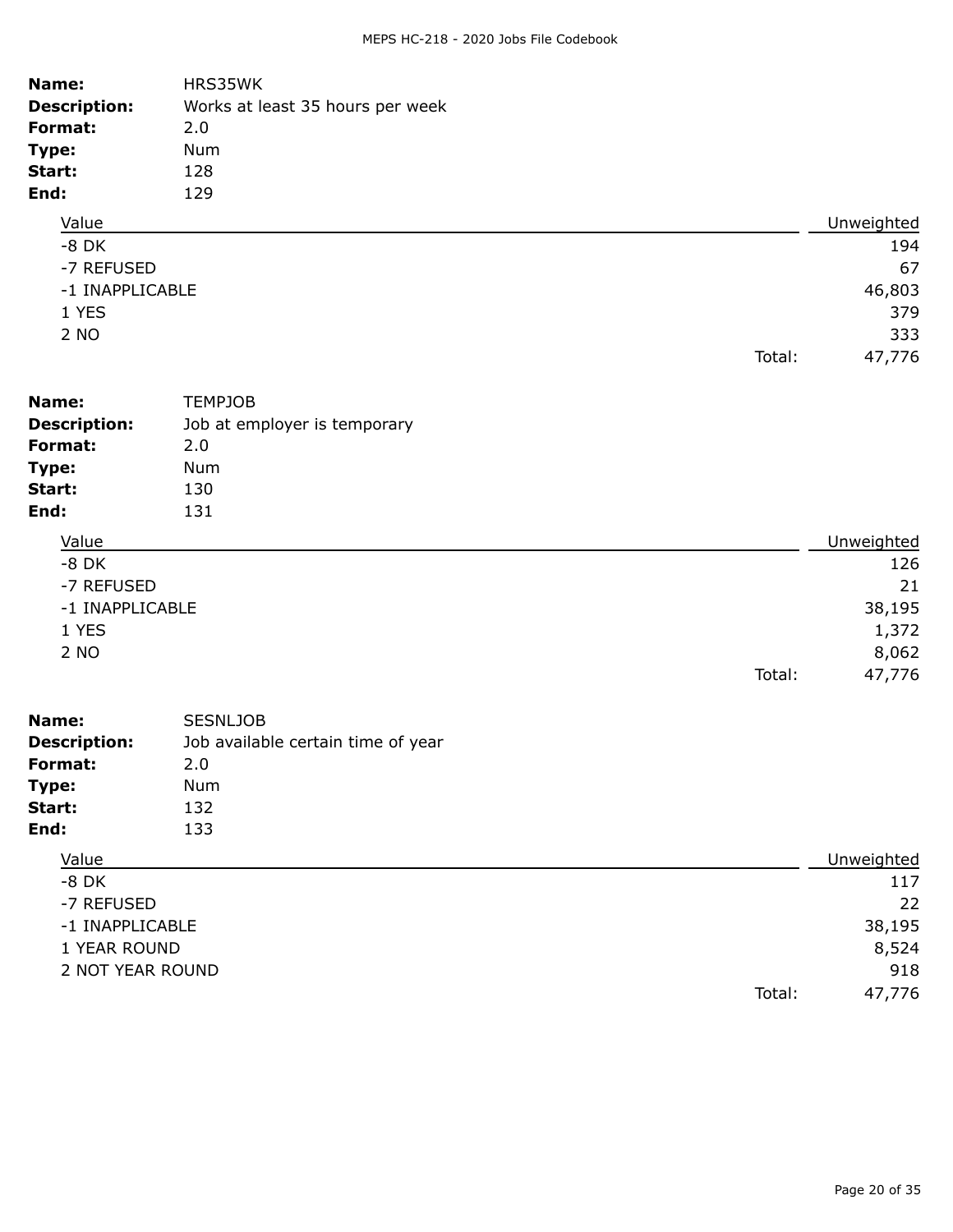**Name:** HRS35WK
**Description:** Works at least 35 hours per week
**Format:** 2.0
**Type:** Num
**Start:** 128
**End:** 129

| Value | Unweighted |
|---|---|
| -8 DK | 194 |
| -7 REFUSED | 67 |
| -1 INAPPLICABLE | 46,803 |
| 1 YES | 379 |
| 2 NO | 333 |
| Total: | 47,776 |

**Name:** TEMPJOB
**Description:** Job at employer is temporary
**Format:** 2.0
**Type:** Num
**Start:** 130
**End:** 131

| Value | Unweighted |
|---|---|
| -8 DK | 126 |
| -7 REFUSED | 21 |
| -1 INAPPLICABLE | 38,195 |
| 1 YES | 1,372 |
| 2 NO | 8,062 |
| Total: | 47,776 |

**Name:** SESNLJOB
**Description:** Job available certain time of year
**Format:** 2.0
**Type:** Num
**Start:** 132
**End:** 133

| Value | Unweighted |
|---|---|
| -8 DK | 117 |
| -7 REFUSED | 22 |
| -1 INAPPLICABLE | 38,195 |
| 1 YEAR ROUND | 8,524 |
| 2 NOT YEAR ROUND | 918 |
| Total: | 47,776 |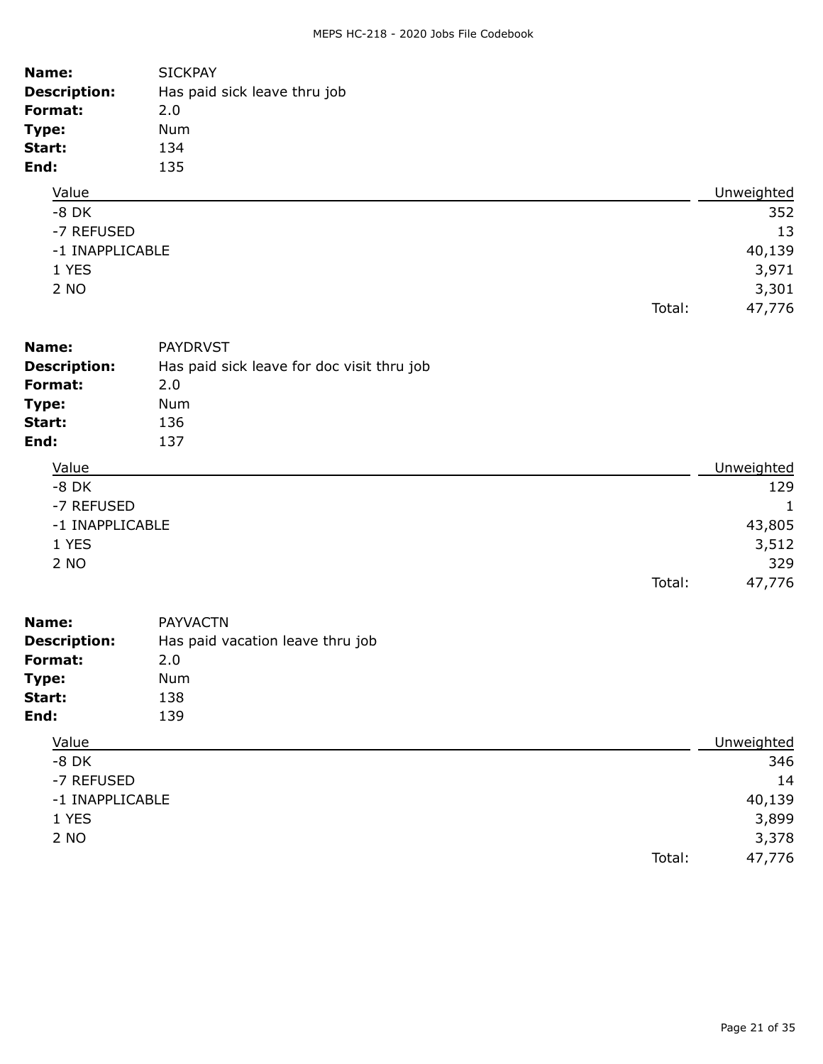**Name:** SICKPAY
**Description:** Has paid sick leave thru job
**Format:** 2.0
**Type:** Num
**Start:** 134
**End:** 135

| Value | Unweighted |
|---|---|
| -8 DK | 352 |
| -7 REFUSED | 13 |
| -1 INAPPLICABLE | 40,139 |
| 1 YES | 3,971 |
| 2 NO | 3,301 |
| Total: | 47,776 |

**Name:** PAYDRVST
**Description:** Has paid sick leave for doc visit thru job
**Format:** 2.0
**Type:** Num
**Start:** 136
**End:** 137

| Value | Unweighted |
|---|---|
| -8 DK | 129 |
| -7 REFUSED | 1 |
| -1 INAPPLICABLE | 43,805 |
| 1 YES | 3,512 |
| 2 NO | 329 |
| Total: | 47,776 |

**Name:** PAYVACTN
**Description:** Has paid vacation leave thru job
**Format:** 2.0
**Type:** Num
**Start:** 138
**End:** 139

| Value | Unweighted |
|---|---|
| -8 DK | 346 |
| -7 REFUSED | 14 |
| -1 INAPPLICABLE | 40,139 |
| 1 YES | 3,899 |
| 2 NO | 3,378 |
| Total: | 47,776 |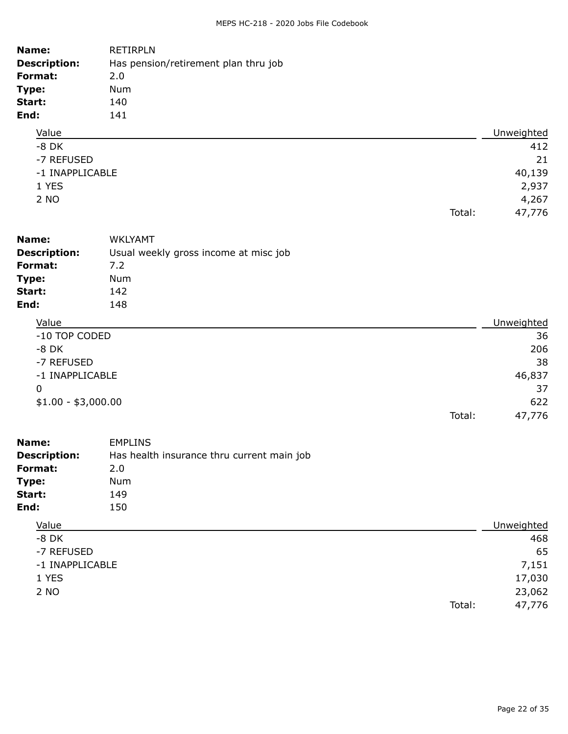**Name:** RETIRPLN
**Description:** Has pension/retirement plan thru job
**Format:** 2.0
**Type:** Num
**Start:** 140
**End:** 141

| Value | Unweighted |
|---|---|
| -8 DK | 412 |
| -7 REFUSED | 21 |
| -1 INAPPLICABLE | 40,139 |
| 1 YES | 2,937 |
| 2 NO | 4,267 |
| Total: | 47,776 |

**Name:** WKLYAMT
**Description:** Usual weekly gross income at misc job
**Format:** 7.2
**Type:** Num
**Start:** 142
**End:** 148

| Value | Unweighted |
|---|---|
| -10 TOP CODED | 36 |
| -8 DK | 206 |
| -7 REFUSED | 38 |
| -1 INAPPLICABLE | 46,837 |
| 0 | 37 |
| $1.00 - $3,000.00 | 622 |
| Total: | 47,776 |

**Name:** EMPLINS
**Description:** Has health insurance thru current main job
**Format:** 2.0
**Type:** Num
**Start:** 149
**End:** 150

| Value | Unweighted |
|---|---|
| -8 DK | 468 |
| -7 REFUSED | 65 |
| -1 INAPPLICABLE | 7,151 |
| 1 YES | 17,030 |
| 2 NO | 23,062 |
| Total: | 47,776 |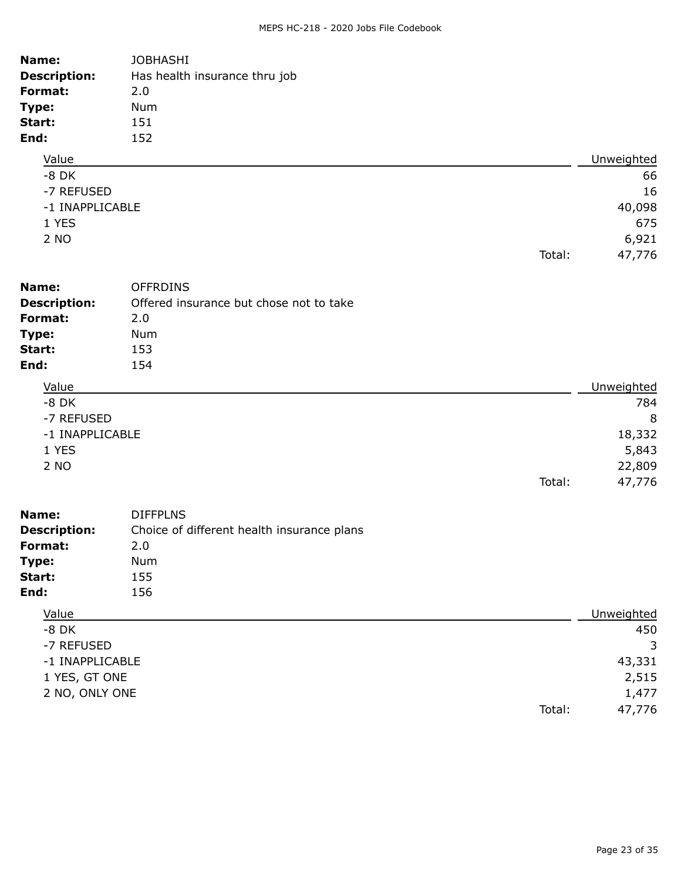**Name:** JOBHASHI
**Description:** Has health insurance thru job
**Format:** 2.0
**Type:** Num
**Start:** 151
**End:** 152

| Value | Unweighted |
| --- | --- |
| -8 DK | 66 |
| -7 REFUSED | 16 |
| -1 INAPPLICABLE | 40,098 |
| 1 YES | 675 |
| 2 NO | 6,921 |
| Total: | 47,776 |

**Name:** OFFRDINS
**Description:** Offered insurance but chose not to take
**Format:** 2.0
**Type:** Num
**Start:** 153
**End:** 154

| Value | Unweighted |
| --- | --- |
| -8 DK | 784 |
| -7 REFUSED | 8 |
| -1 INAPPLICABLE | 18,332 |
| 1 YES | 5,843 |
| 2 NO | 22,809 |
| Total: | 47,776 |

**Name:** DIFFPLNS
**Description:** Choice of different health insurance plans
**Format:** 2.0
**Type:** Num
**Start:** 155
**End:** 156

| Value | Unweighted |
| --- | --- |
| -8 DK | 450 |
| -7 REFUSED | 3 |
| -1 INAPPLICABLE | 43,331 |
| 1 YES, GT ONE | 2,515 |
| 2 NO, ONLY ONE | 1,477 |
| Total: | 47,776 |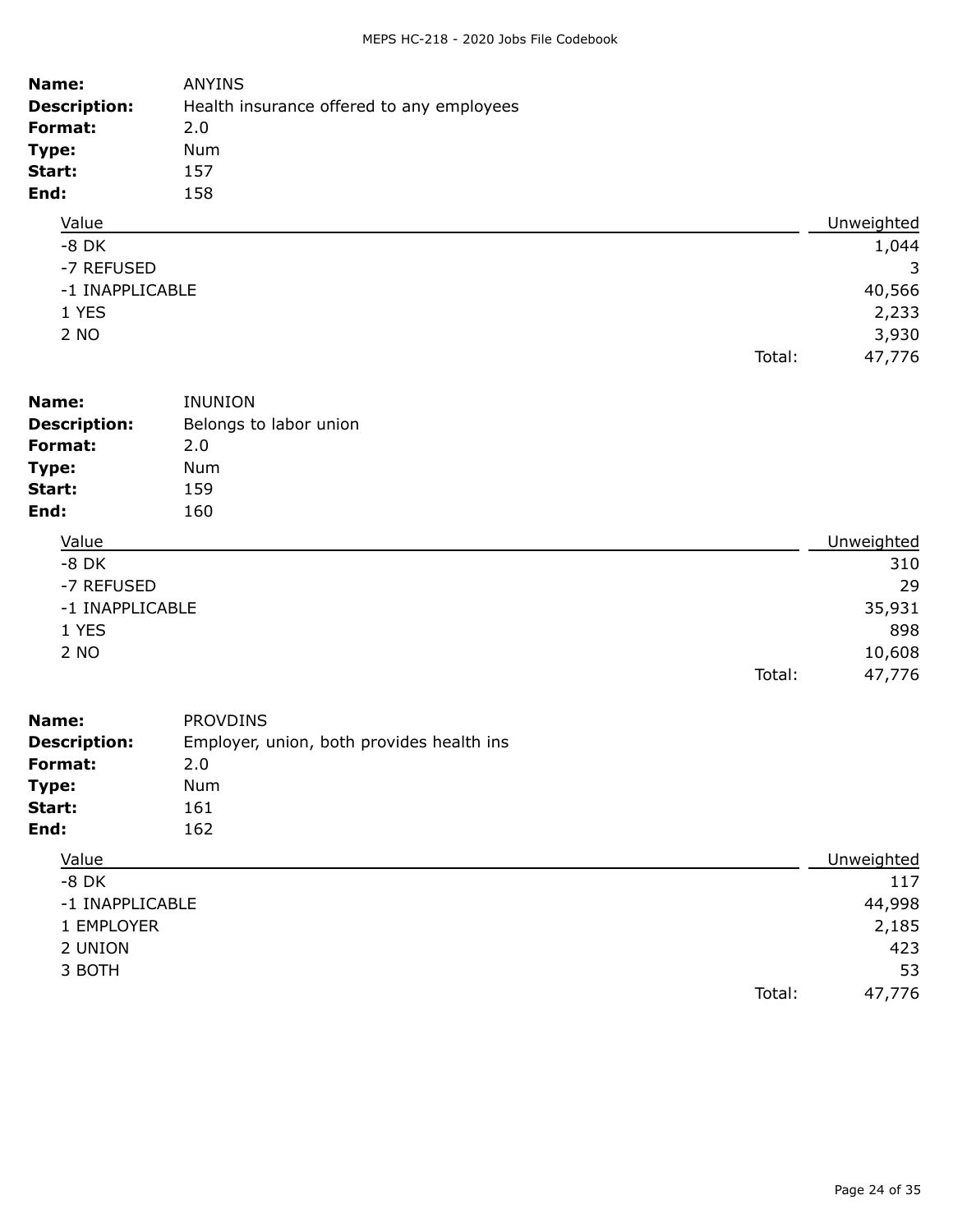**Name:** ANYINS
**Description:** Health insurance offered to any employees
**Format:** 2.0
**Type:** Num
**Start:** 157
**End:** 158

| Value | Unweighted |
|---|---|
| -8 DK | 1,044 |
| -7 REFUSED | 3 |
| -1 INAPPLICABLE | 40,566 |
| 1 YES | 2,233 |
| 2 NO | 3,930 |
| Total: | 47,776 |

**Name:** INUNION
**Description:** Belongs to labor union
**Format:** 2.0
**Type:** Num
**Start:** 159
**End:** 160

| Value | Unweighted |
|---|---|
| -8 DK | 310 |
| -7 REFUSED | 29 |
| -1 INAPPLICABLE | 35,931 |
| 1 YES | 898 |
| 2 NO | 10,608 |
| Total: | 47,776 |

**Name:** PROVDINS
**Description:** Employer, union, both provides health ins
**Format:** 2.0
**Type:** Num
**Start:** 161
**End:** 162

| Value | Unweighted |
|---|---|
| -8 DK | 117 |
| -1 INAPPLICABLE | 44,998 |
| 1 EMPLOYER | 2,185 |
| 2 UNION | 423 |
| 3 BOTH | 53 |
| Total: | 47,776 |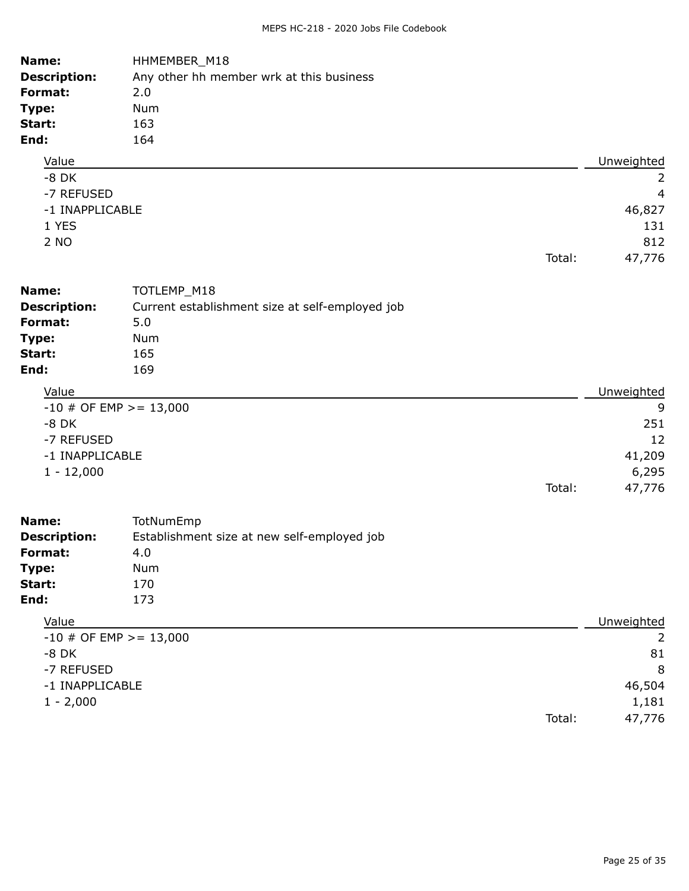**Name:** HHMEMBER_M18
**Description:** Any other hh member wrk at this business
**Format:** 2.0
**Type:** Num
**Start:** 163
**End:** 164

| Value | Unweighted |
|---|---|
| -8 DK | 2 |
| -7 REFUSED | 4 |
| -1 INAPPLICABLE | 46,827 |
| 1 YES | 131 |
| 2 NO | 812 |
| Total: | 47,776 |

**Name:** TOTLEMP_M18
**Description:** Current establishment size at self-employed job
**Format:** 5.0
**Type:** Num
**Start:** 165
**End:** 169

| Value | Unweighted |
|---|---|
| -10 # OF EMP >= 13,000 | 9 |
| -8 DK | 251 |
| -7 REFUSED | 12 |
| -1 INAPPLICABLE | 41,209 |
| 1 - 12,000 | 6,295 |
| Total: | 47,776 |

**Name:** TotNumEmp
**Description:** Establishment size at new self-employed job
**Format:** 4.0
**Type:** Num
**Start:** 170
**End:** 173

| Value | Unweighted |
|---|---|
| -10 # OF EMP >= 13,000 | 2 |
| -8 DK | 81 |
| -7 REFUSED | 8 |
| -1 INAPPLICABLE | 46,504 |
| 1 - 2,000 | 1,181 |
| Total: | 47,776 |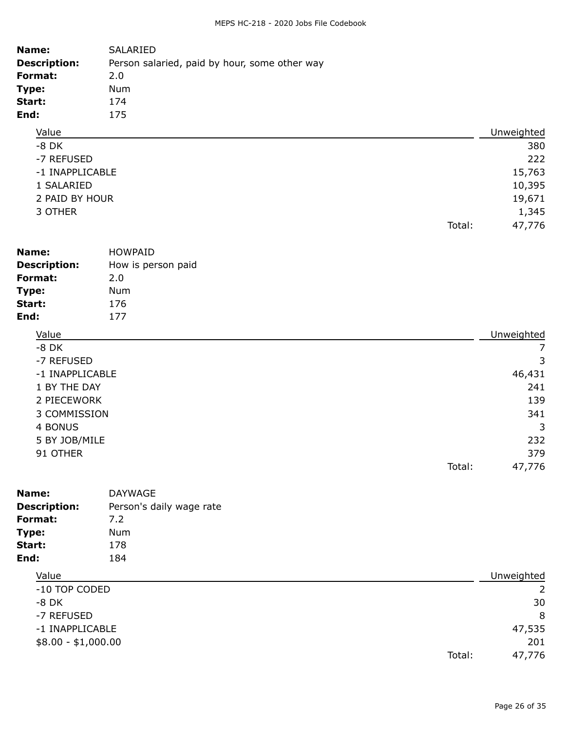**Name:** SALARIED
**Description:** Person salaried, paid by hour, some other way
**Format:** 2.0
**Type:** Num
**Start:** 174
**End:** 175

| Value | Unweighted |
|---|---|
| -8 DK | 380 |
| -7 REFUSED | 222 |
| -1 INAPPLICABLE | 15,763 |
| 1 SALARIED | 10,395 |
| 2 PAID BY HOUR | 19,671 |
| 3 OTHER | 1,345 |
| Total: | 47,776 |

**Name:** HOWPAID
**Description:** How is person paid
**Format:** 2.0
**Type:** Num
**Start:** 176
**End:** 177

| Value | Unweighted |
|---|---|
| -8 DK | 7 |
| -7 REFUSED | 3 |
| -1 INAPPLICABLE | 46,431 |
| 1 BY THE DAY | 241 |
| 2 PIECEWORK | 139 |
| 3 COMMISSION | 341 |
| 4 BONUS | 3 |
| 5 BY JOB/MILE | 232 |
| 91 OTHER | 379 |
| Total: | 47,776 |

**Name:** DAYWAGE
**Description:** Person's daily wage rate
**Format:** 7.2
**Type:** Num
**Start:** 178
**End:** 184

| Value | Unweighted |
|---|---|
| -10 TOP CODED | 2 |
| -8 DK | 30 |
| -7 REFUSED | 8 |
| -1 INAPPLICABLE | 47,535 |
| $8.00 - $1,000.00 | 201 |
| Total: | 47,776 |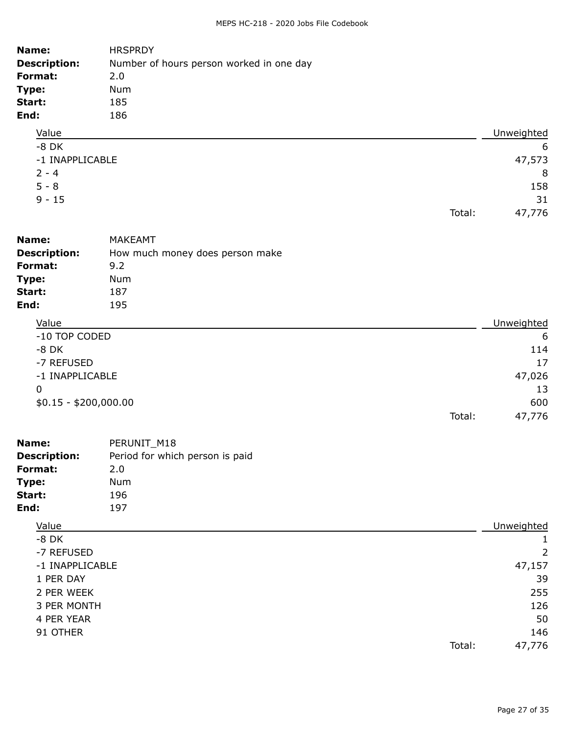**Name:** HRSPRDY
**Description:** Number of hours person worked in one day
**Format:** 2.0
**Type:** Num
**Start:** 185
**End:** 186

| Value | Unweighted |
|---|---|
| -8 DK | 6 |
| -1 INAPPLICABLE | 47,573 |
| 2 - 4 | 8 |
| 5 - 8 | 158 |
| 9 - 15 | 31 |
| Total: | 47,776 |

**Name:** MAKEAMT
**Description:** How much money does person make
**Format:** 9.2
**Type:** Num
**Start:** 187
**End:** 195

| Value | Unweighted |
|---|---|
| -10 TOP CODED | 6 |
| -8 DK | 114 |
| -7 REFUSED | 17 |
| -1 INAPPLICABLE | 47,026 |
| 0 | 13 |
| $0.15 - $200,000.00 | 600 |
| Total: | 47,776 |

**Name:** PERUNIT_M18
**Description:** Period for which person is paid
**Format:** 2.0
**Type:** Num
**Start:** 196
**End:** 197

| Value | Unweighted |
|---|---|
| -8 DK | 1 |
| -7 REFUSED | 2 |
| -1 INAPPLICABLE | 47,157 |
| 1 PER DAY | 39 |
| 2 PER WEEK | 255 |
| 3 PER MONTH | 126 |
| 4 PER YEAR | 50 |
| 91 OTHER | 146 |
| Total: | 47,776 |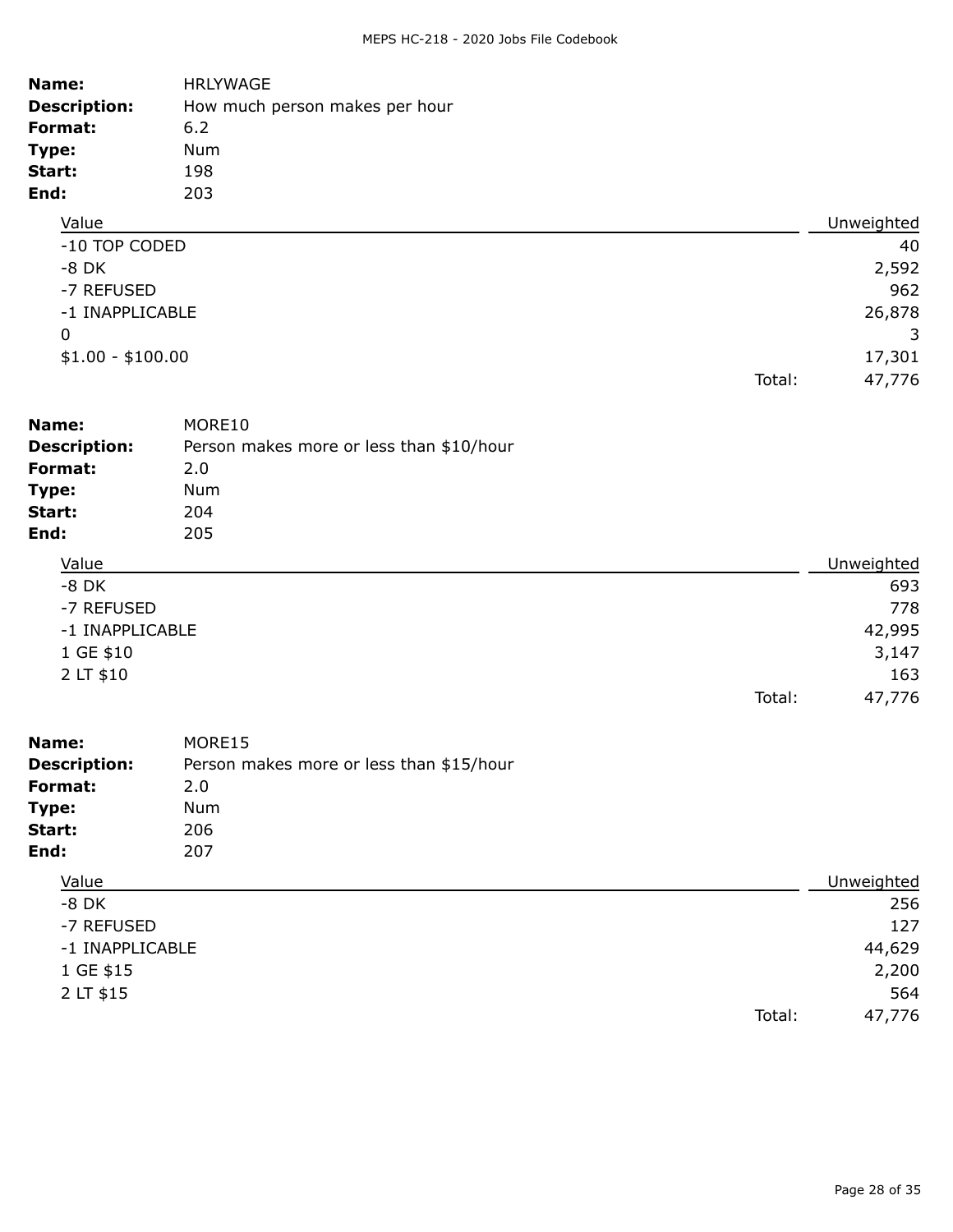**Name:** HRLYWAGE
**Description:** How much person makes per hour
**Format:** 6.2
**Type:** Num
**Start:** 198
**End:** 203

| Value | | Unweighted |
|---|---|---|
| -10 TOP CODED | | 40 |
| -8 DK | | 2,592 |
| -7 REFUSED | | 962 |
| -1 INAPPLICABLE | | 26,878 |
| 0 | | 3 |
| $1.00 - $100.00 | | 17,301 |
| | Total: | 47,776 |

**Name:** MORE10
**Description:** Person makes more or less than $10/hour
**Format:** 2.0
**Type:** Num
**Start:** 204
**End:** 205

| Value | | Unweighted |
|---|---|---|
| -8 DK | | 693 |
| -7 REFUSED | | 778 |
| -1 INAPPLICABLE | | 42,995 |
| 1 GE $10 | | 3,147 |
| 2 LT $10 | | 163 |
| | Total: | 47,776 |

**Name:** MORE15
**Description:** Person makes more or less than $15/hour
**Format:** 2.0
**Type:** Num
**Start:** 206
**End:** 207

| Value | | Unweighted |
|---|---|---|
| -8 DK | | 256 |
| -7 REFUSED | | 127 |
| -1 INAPPLICABLE | | 44,629 |
| 1 GE $15 | | 2,200 |
| 2 LT $15 | | 564 |
| | Total: | 47,776 |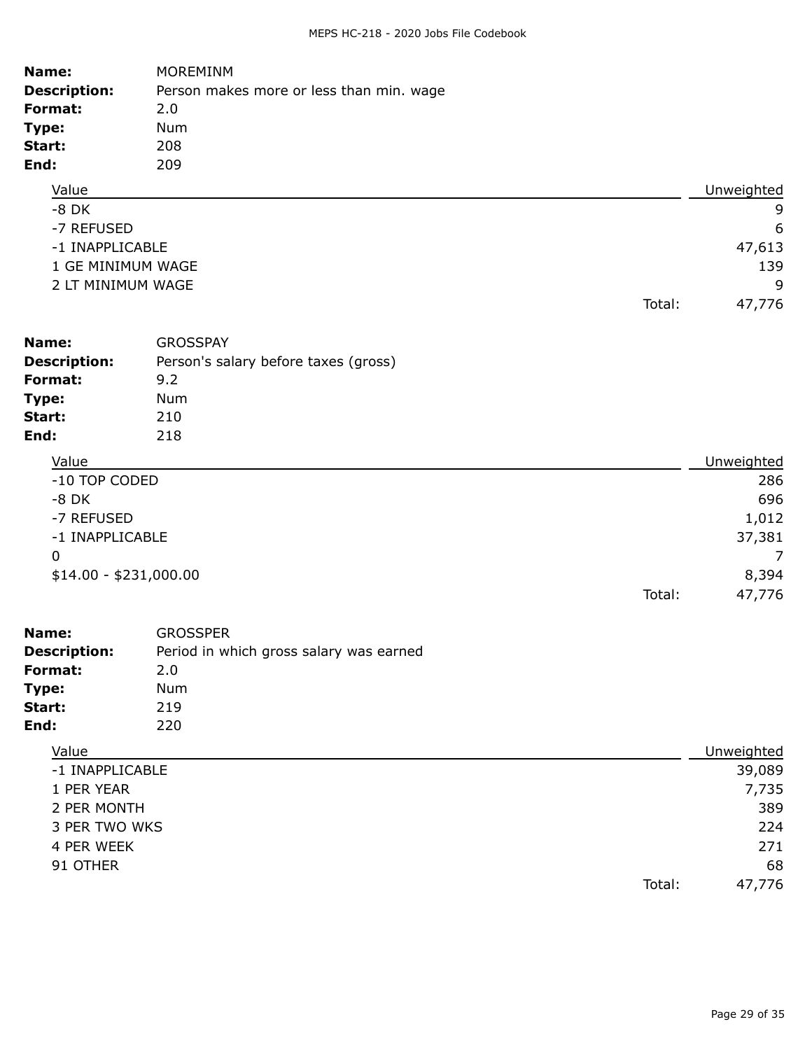**Name:** MOREMINM
**Description:** Person makes more or less than min. wage
**Format:** 2.0
**Type:** Num
**Start:** 208
**End:** 209

| Value | Unweighted |
|---|---|
| -8 DK | 9 |
| -7 REFUSED | 6 |
| -1 INAPPLICABLE | 47,613 |
| 1 GE MINIMUM WAGE | 139 |
| 2 LT MINIMUM WAGE | 9 |
| Total: | 47,776 |

**Name:** GROSSPAY
**Description:** Person's salary before taxes (gross)
**Format:** 9.2
**Type:** Num
**Start:** 210
**End:** 218

| Value | Unweighted |
|---|---|
| -10 TOP CODED | 286 |
| -8 DK | 696 |
| -7 REFUSED | 1,012 |
| -1 INAPPLICABLE | 37,381 |
| 0 | 7 |
| $14.00 - $231,000.00 | 8,394 |
| Total: | 47,776 |

**Name:** GROSSPER
**Description:** Period in which gross salary was earned
**Format:** 2.0
**Type:** Num
**Start:** 219
**End:** 220

| Value | Unweighted |
|---|---|
| -1 INAPPLICABLE | 39,089 |
| 1 PER YEAR | 7,735 |
| 2 PER MONTH | 389 |
| 3 PER TWO WKS | 224 |
| 4 PER WEEK | 271 |
| 91 OTHER | 68 |
| Total: | 47,776 |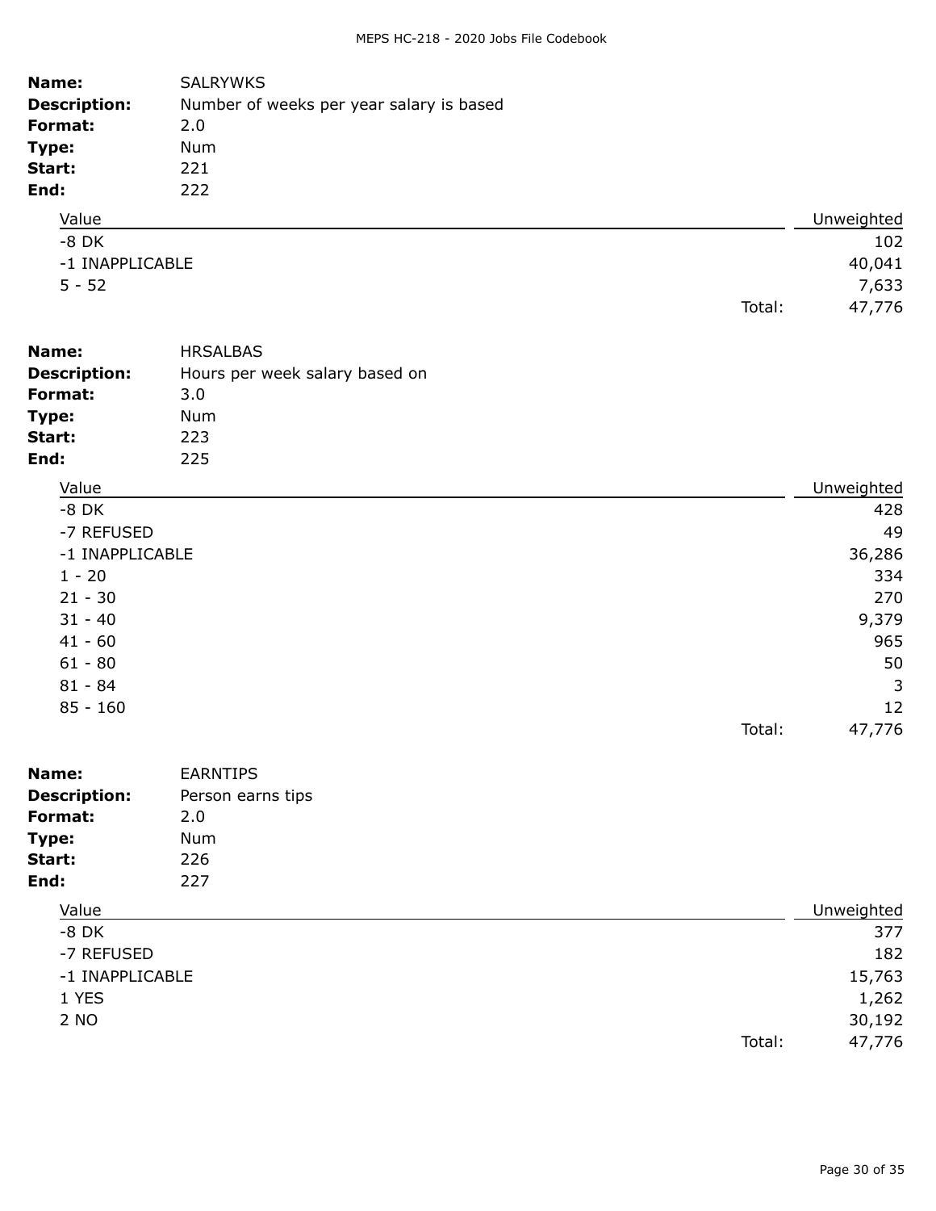**Name:** SALRYWKS
**Description:** Number of weeks per year salary is based
**Format:** 2.0
**Type:** Num
**Start:** 221
**End:** 222

| Value | Unweighted |
|---|---|
| -8 DK | 102 |
| -1 INAPPLICABLE | 40,041 |
| 5 - 52 | 7,633 |
| Total: | 47,776 |

**Name:** HRSALBAS
**Description:** Hours per week salary based on
**Format:** 3.0
**Type:** Num
**Start:** 223
**End:** 225

| Value | Unweighted |
|---|---|
| -8 DK | 428 |
| -7 REFUSED | 49 |
| -1 INAPPLICABLE | 36,286 |
| 1 - 20 | 334 |
| 21 - 30 | 270 |
| 31 - 40 | 9,379 |
| 41 - 60 | 965 |
| 61 - 80 | 50 |
| 81 - 84 | 3 |
| 85 - 160 | 12 |
| Total: | 47,776 |

**Name:** EARNTIPS
**Description:** Person earns tips
**Format:** 2.0
**Type:** Num
**Start:** 226
**End:** 227

| Value | Unweighted |
|---|---|
| -8 DK | 377 |
| -7 REFUSED | 182 |
| -1 INAPPLICABLE | 15,763 |
| 1 YES | 1,262 |
| 2 NO | 30,192 |
| Total: | 47,776 |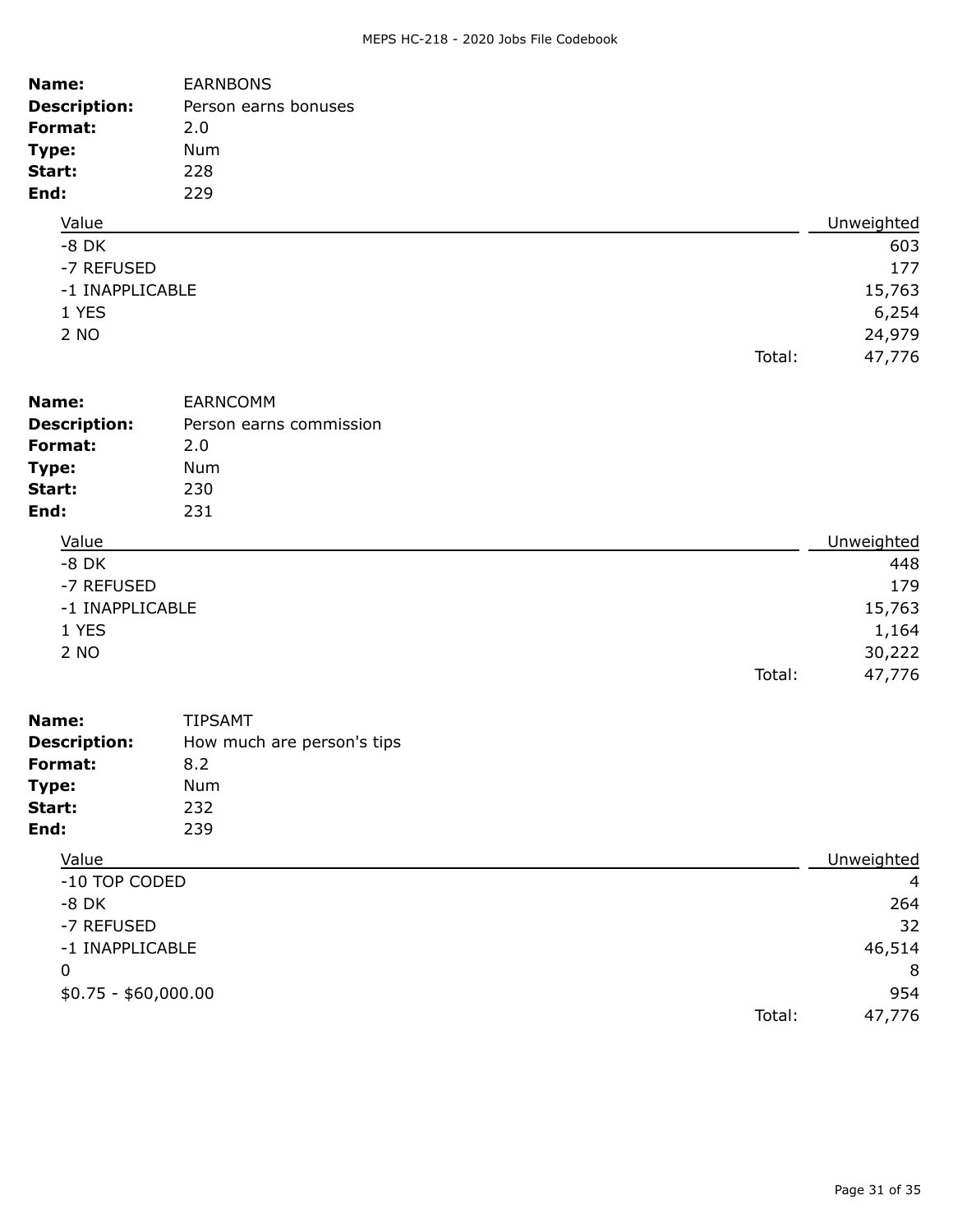**Name:** EARNBONS
**Description:** Person earns bonuses
**Format:** 2.0
**Type:** Num
**Start:** 228
**End:** 229

| Value | Unweighted |
|---|---|
| -8 DK | 603 |
| -7 REFUSED | 177 |
| -1 INAPPLICABLE | 15,763 |
| 1 YES | 6,254 |
| 2 NO | 24,979 |
| Total: | 47,776 |

**Name:** EARNCOMM
**Description:** Person earns commission
**Format:** 2.0
**Type:** Num
**Start:** 230
**End:** 231

| Value | Unweighted |
|---|---|
| -8 DK | 448 |
| -7 REFUSED | 179 |
| -1 INAPPLICABLE | 15,763 |
| 1 YES | 1,164 |
| 2 NO | 30,222 |
| Total: | 47,776 |

**Name:** TIPSAMT
**Description:** How much are person's tips
**Format:** 8.2
**Type:** Num
**Start:** 232
**End:** 239

| Value | Unweighted |
|---|---|
| -10 TOP CODED | 4 |
| -8 DK | 264 |
| -7 REFUSED | 32 |
| -1 INAPPLICABLE | 46,514 |
| 0 | 8 |
| $0.75 - $60,000.00 | 954 |
| Total: | 47,776 |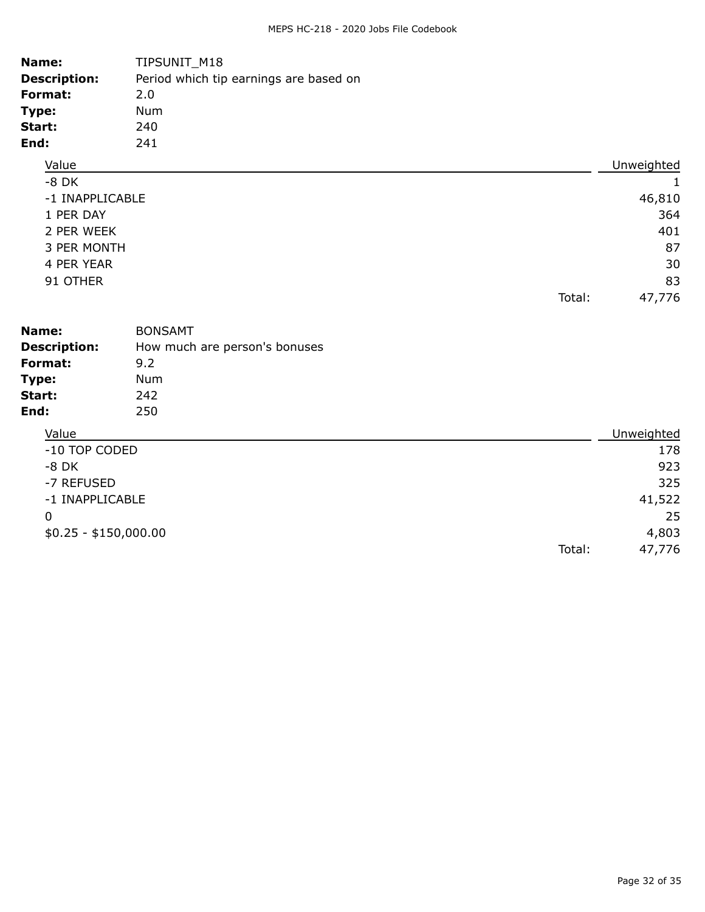**Name:** TIPSUNIT_M18
**Description:** Period which tip earnings are based on
**Format:** 2.0
**Type:** Num
**Start:** 240
**End:** 241

| Value | Unweighted |
|---|---|
| -8 DK | 1 |
| -1 INAPPLICABLE | 46,810 |
| 1 PER DAY | 364 |
| 2 PER WEEK | 401 |
| 3 PER MONTH | 87 |
| 4 PER YEAR | 30 |
| 91 OTHER | 83 |
| Total: | 47,776 |

**Name:** BONSAMT
**Description:** How much are person's bonuses
**Format:** 9.2
**Type:** Num
**Start:** 242
**End:** 250

| Value | Unweighted |
|---|---|
| -10 TOP CODED | 178 |
| -8 DK | 923 |
| -7 REFUSED | 325 |
| -1 INAPPLICABLE | 41,522 |
| 0 | 25 |
| $0.25 - $150,000.00 | 4,803 |
| Total: | 47,776 |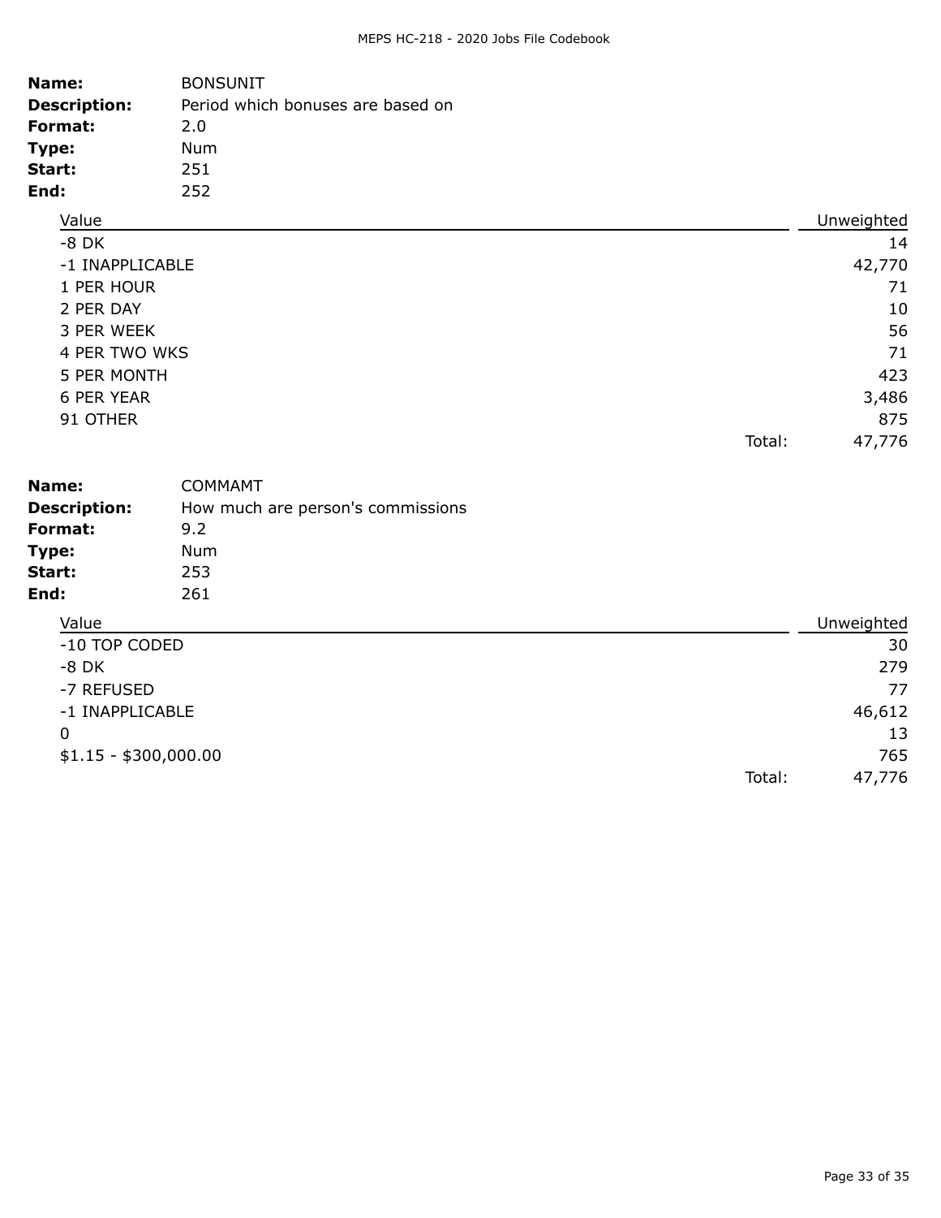**Name:** BONSUNIT
**Description:** Period which bonuses are based on
**Format:** 2.0
**Type:** Num
**Start:** 251
**End:** 252

| Value | Unweighted |
|---|---|
| -8 DK | 14 |
| -1 INAPPLICABLE | 42,770 |
| 1 PER HOUR | 71 |
| 2 PER DAY | 10 |
| 3 PER WEEK | 56 |
| 4 PER TWO WKS | 71 |
| 5 PER MONTH | 423 |
| 6 PER YEAR | 3,486 |
| 91 OTHER | 875 |
| Total: | 47,776 |

**Name:** COMMAMT
**Description:** How much are person's commissions
**Format:** 9.2
**Type:** Num
**Start:** 253
**End:** 261

| Value | Unweighted |
|---|---|
| -10 TOP CODED | 30 |
| -8 DK | 279 |
| -7 REFUSED | 77 |
| -1 INAPPLICABLE | 46,612 |
| 0 | 13 |
| $1.15 - $300,000.00 | 765 |
| Total: | 47,776 |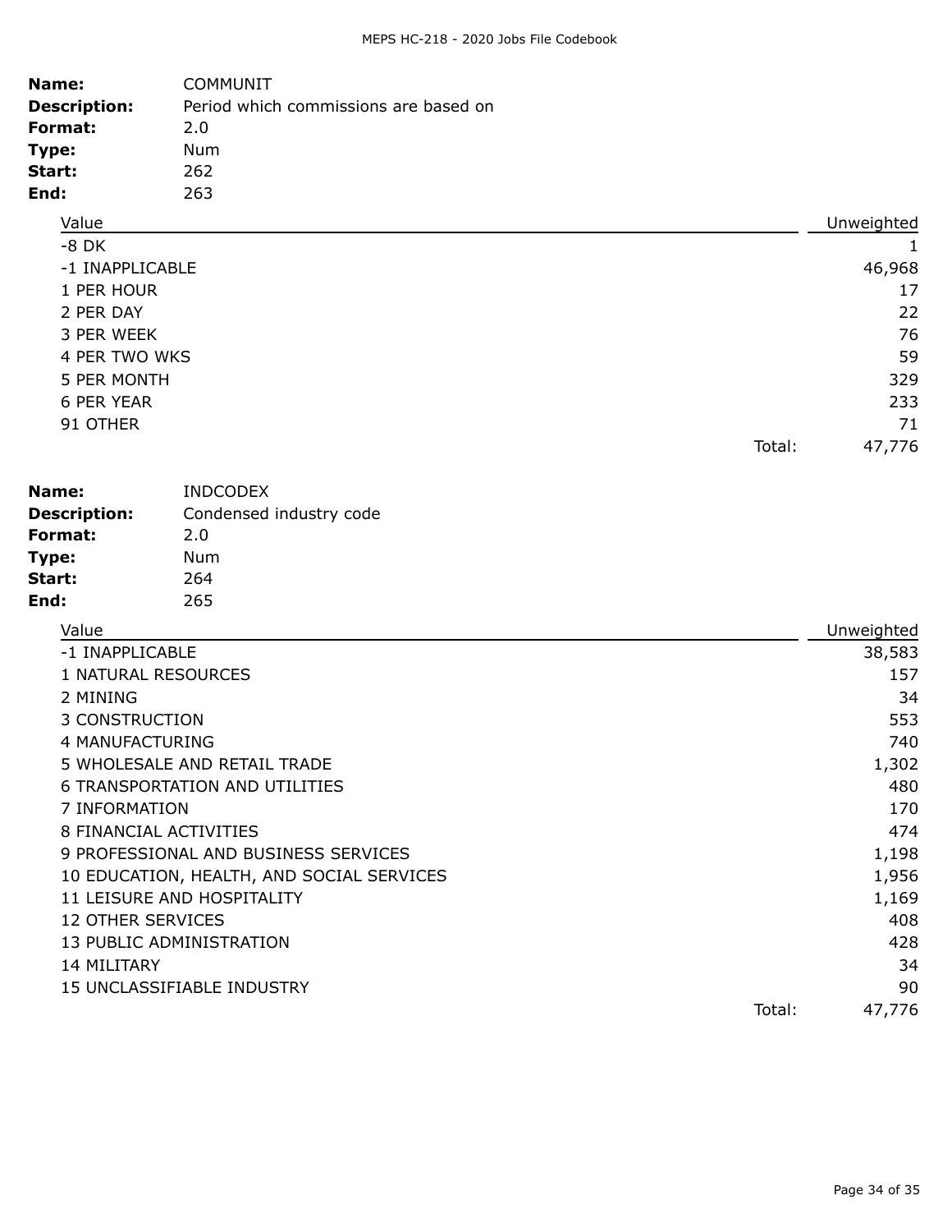**Name:** COMMUNIT
**Description:** Period which commissions are based on
**Format:** 2.0
**Type:** Num
**Start:** 262
**End:** 263

| Value | Unweighted |
|---|---|
| -8 DK | 1 |
| -1 INAPPLICABLE | 46,968 |
| 1 PER HOUR | 17 |
| 2 PER DAY | 22 |
| 3 PER WEEK | 76 |
| 4 PER TWO WKS | 59 |
| 5 PER MONTH | 329 |
| 6 PER YEAR | 233 |
| 91 OTHER | 71 |
| Total: | 47,776 |

**Name:** INDCODEX
**Description:** Condensed industry code
**Format:** 2.0
**Type:** Num
**Start:** 264
**End:** 265

| Value | Unweighted |
|---|---|
| -1 INAPPLICABLE | 38,583 |
| 1 NATURAL RESOURCES | 157 |
| 2 MINING | 34 |
| 3 CONSTRUCTION | 553 |
| 4 MANUFACTURING | 740 |
| 5 WHOLESALE AND RETAIL TRADE | 1,302 |
| 6 TRANSPORTATION AND UTILITIES | 480 |
| 7 INFORMATION | 170 |
| 8 FINANCIAL ACTIVITIES | 474 |
| 9 PROFESSIONAL AND BUSINESS SERVICES | 1,198 |
| 10 EDUCATION, HEALTH, AND SOCIAL SERVICES | 1,956 |
| 11 LEISURE AND HOSPITALITY | 1,169 |
| 12 OTHER SERVICES | 408 |
| 13 PUBLIC ADMINISTRATION | 428 |
| 14 MILITARY | 34 |
| 15 UNCLASSIFIABLE INDUSTRY | 90 |
| Total: | 47,776 |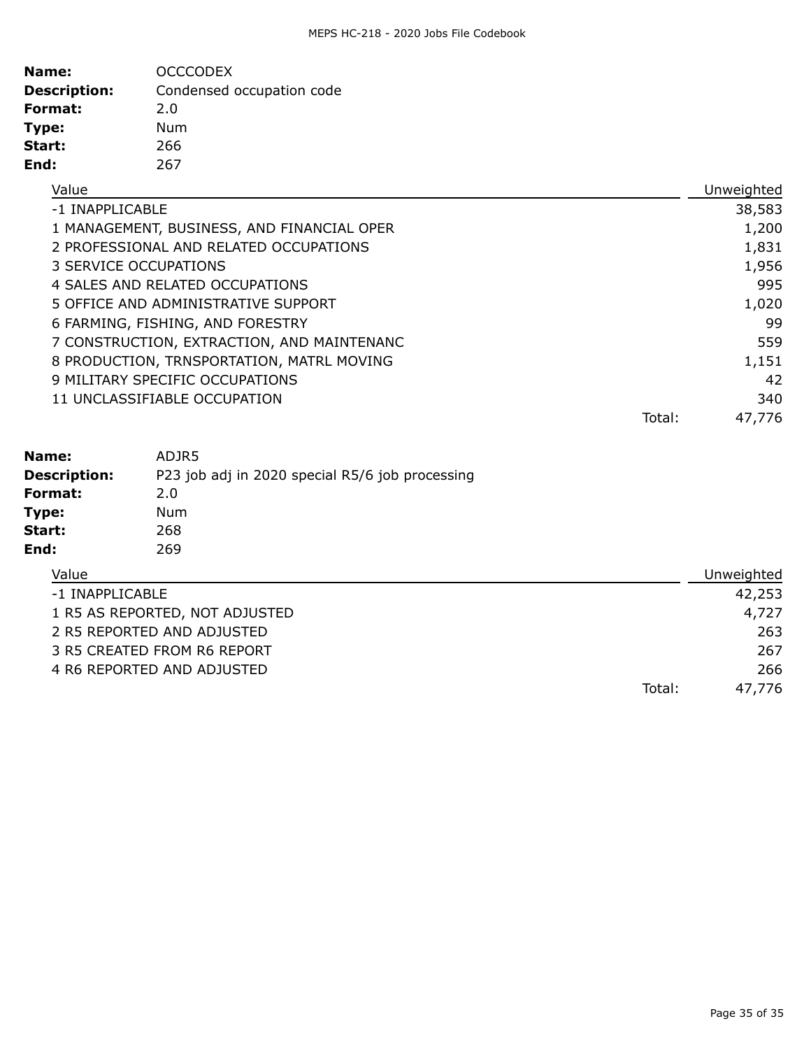| | |
|---|---|
| **Name:** | OCCCODEX |
| **Description:** | Condensed occupation code |
| **Format:** | 2.0 |
| **Type:** | Num |
| **Start:** | 266 |
| **End:** | 267 |

| Value | | Unweighted |
|---|---|---|
| -1 INAPPLICABLE | | 38,583 |
| 1 MANAGEMENT, BUSINESS, AND FINANCIAL OPER | | 1,200 |
| 2 PROFESSIONAL AND RELATED OCCUPATIONS | | 1,831 |
| 3 SERVICE OCCUPATIONS | | 1,956 |
| 4 SALES AND RELATED OCCUPATIONS | | 995 |
| 5 OFFICE AND ADMINISTRATIVE SUPPORT | | 1,020 |
| 6 FARMING, FISHING, AND FORESTRY | | 99 |
| 7 CONSTRUCTION, EXTRACTION, AND MAINTENANC | | 559 |
| 8 PRODUCTION, TRNSPORTATION, MATRL MOVING | | 1,151 |
| 9 MILITARY SPECIFIC OCCUPATIONS | | 42 |
| 11 UNCLASSIFIABLE OCCUPATION | | 340 |
| | Total: | 47,776 |

| | |
|---|---|
| **Name:** | ADJR5 |
| **Description:** | P23 job adj in 2020 special R5/6 job processing |
| **Format:** | 2.0 |
| **Type:** | Num |
| **Start:** | 268 |
| **End:** | 269 |

| Value | | Unweighted |
|---|---|---|
| -1 INAPPLICABLE | | 42,253 |
| 1 R5 AS REPORTED, NOT ADJUSTED | | 4,727 |
| 2 R5 REPORTED AND ADJUSTED | | 263 |
| 3 R5 CREATED FROM R6 REPORT | | 267 |
| 4 R6 REPORTED AND ADJUSTED | | 266 |
| | Total: | 47,776 |